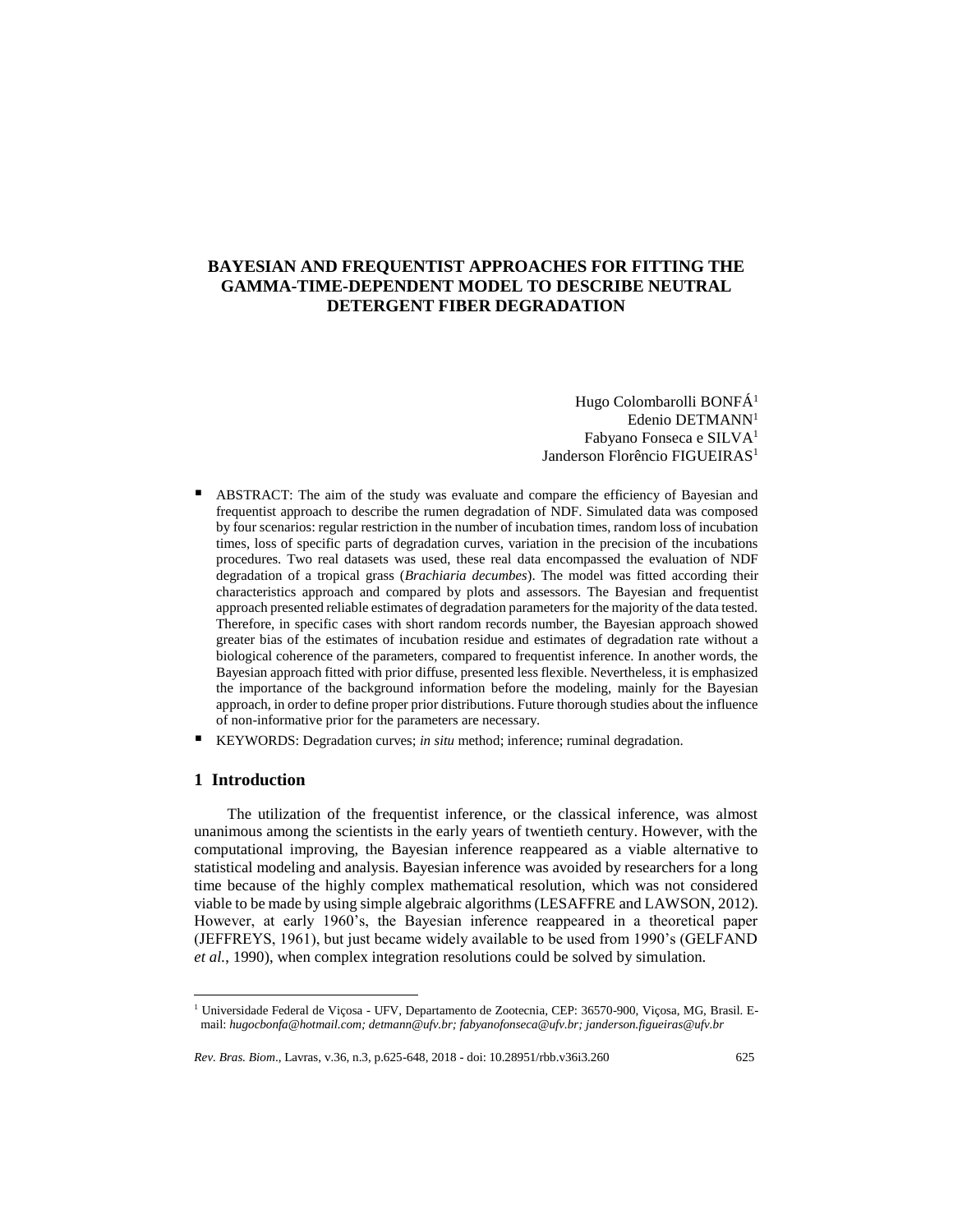# BAYESIAN AND FREQUENTIST APPROACHES FOR FITTING THE GAMMA-TIME-DEPENDENT MODEL TO DESCRIBE NEUTRAL DETERGENT FIBER DEGRADATION

Hugo Colombarolli BONFÁ[1]
Edenio DETMANN[1]
Fabyano Fonseca e SILVA[1]
Janderson Florêncio FIGUEIRAS[1]

- ABSTRACT: The aim of the study was evaluate and compare the efficiency of Bayesian and frequentist approach to describe the rumen degradation of NDF. Simulated data was composed by four scenarios: regular restriction in the number of incubation times, random loss of incubation times, loss of specific parts of degradation curves, variation in the precision of the incubations procedures. Two real datasets was used, these real data encompassed the evaluation of NDF degradation of a tropical grass (*Brachiaria decumbes*). The model was fitted according their characteristics approach and compared by plots and assessors. The Bayesian and frequentist approach presented reliable estimates of degradation parameters for the majority of the data tested. Therefore, in specific cases with short random records number, the Bayesian approach showed greater bias of the estimates of incubation residue and estimates of degradation rate without a biological coherence of the parameters, compared to frequentist inference. In another words, the Bayesian approach fitted with prior diffuse, presented less flexible. Nevertheless, it is emphasized the importance of the background information before the modeling, mainly for the Bayesian approach, in order to define proper prior distributions. Future thorough studies about the influence of non-informative prior for the parameters are necessary.
- KEYWORDS: Degradation curves; *in situ* method; inference; ruminal degradation.

## 1 Introduction

The utilization of the frequentist inference, or the classical inference, was almost unanimous among the scientists in the early years of twentieth century. However, with the computational improving, the Bayesian inference reappeared as a viable alternative to statistical modeling and analysis. Bayesian inference was avoided by researchers for a long time because of the highly complex mathematical resolution, which was not considered viable to be made by using simple algebraic algorithms (LESAFFRE and LAWSON, 2012). However, at early 1960's, the Bayesian inference reappeared in a theoretical paper (JEFFREYS, 1961), but just became widely available to be used from 1990's (GELFAND *et al.*, 1990), when complex integration resolutions could be solved by simulation.

[1] Universidade Federal de Viçosa - UFV, Departamento de Zootecnia, CEP: 36570-900, Viçosa, MG, Brasil. E-mail: *hugocbonfa@hotmail.com; detmann@ufv.br; fabyanofonseca@ufv.br; janderson.figueiras@ufv.br*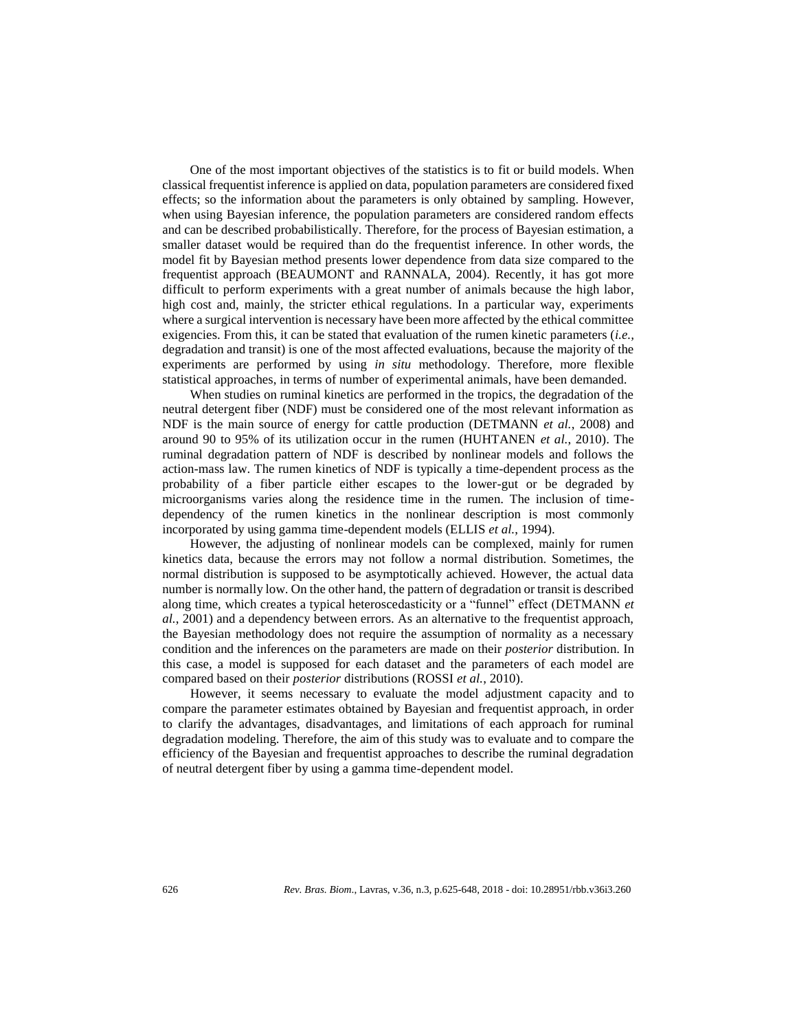One of the most important objectives of the statistics is to fit or build models. When classical frequentist inference is applied on data, population parameters are considered fixed effects; so the information about the parameters is only obtained by sampling. However, when using Bayesian inference, the population parameters are considered random effects and can be described probabilistically. Therefore, for the process of Bayesian estimation, a smaller dataset would be required than do the frequentist inference. In other words, the model fit by Bayesian method presents lower dependence from data size compared to the frequentist approach (BEAUMONT and RANNALA, 2004). Recently, it has got more difficult to perform experiments with a great number of animals because the high labor, high cost and, mainly, the stricter ethical regulations. In a particular way, experiments where a surgical intervention is necessary have been more affected by the ethical committee exigencies. From this, it can be stated that evaluation of the rumen kinetic parameters (*i.e.*, degradation and transit) is one of the most affected evaluations, because the majority of the experiments are performed by using *in situ* methodology. Therefore, more flexible statistical approaches, in terms of number of experimental animals, have been demanded.

When studies on ruminal kinetics are performed in the tropics, the degradation of the neutral detergent fiber (NDF) must be considered one of the most relevant information as NDF is the main source of energy for cattle production (DETMANN *et al.*, 2008) and around 90 to 95% of its utilization occur in the rumen (HUHTANEN *et al.*, 2010). The ruminal degradation pattern of NDF is described by nonlinear models and follows the action-mass law. The rumen kinetics of NDF is typically a time-dependent process as the probability of a fiber particle either escapes to the lower-gut or be degraded by microorganisms varies along the residence time in the rumen. The inclusion of time-dependency of the rumen kinetics in the nonlinear description is most commonly incorporated by using gamma time-dependent models (ELLIS *et al.*, 1994).

However, the adjusting of nonlinear models can be complexed, mainly for rumen kinetics data, because the errors may not follow a normal distribution. Sometimes, the normal distribution is supposed to be asymptotically achieved. However, the actual data number is normally low. On the other hand, the pattern of degradation or transit is described along time, which creates a typical heteroscedasticity or a "funnel" effect (DETMANN *et al.*, 2001) and a dependency between errors. As an alternative to the frequentist approach, the Bayesian methodology does not require the assumption of normality as a necessary condition and the inferences on the parameters are made on their *posterior* distribution. In this case, a model is supposed for each dataset and the parameters of each model are compared based on their *posterior* distributions (ROSSI *et al.*, 2010).

However, it seems necessary to evaluate the model adjustment capacity and to compare the parameter estimates obtained by Bayesian and frequentist approach, in order to clarify the advantages, disadvantages, and limitations of each approach for ruminal degradation modeling. Therefore, the aim of this study was to evaluate and to compare the efficiency of the Bayesian and frequentist approaches to describe the ruminal degradation of neutral detergent fiber by using a gamma time-dependent model.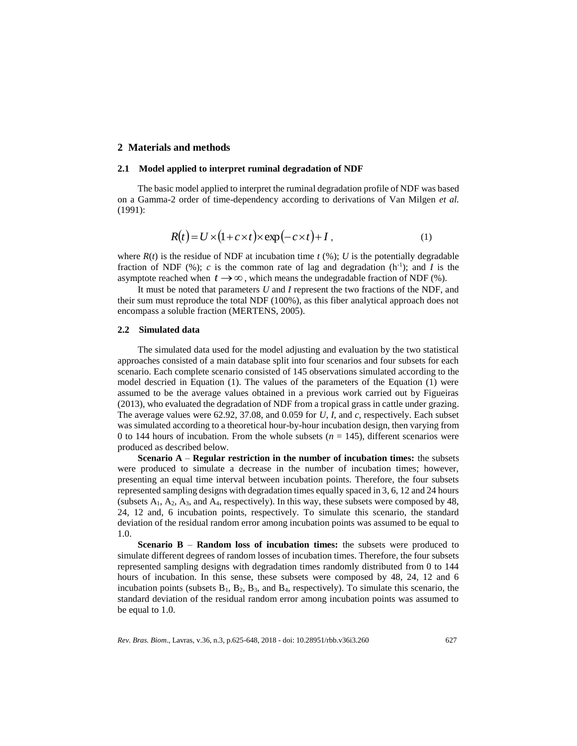## 2 Materials and methods

### 2.1 Model applied to interpret ruminal degradation of NDF

The basic model applied to interpret the ruminal degradation profile of NDF was based on a Gamma-2 order of time-dependency according to derivations of Van Milgen *et al.* (1991):

$$R(t) = U \times (1 + c \times t) \times \exp(-c \times t) + I \text{ ,} \tag{1}$$

where $R(t)$ is the residue of NDF at incubation time $t$ (%); $U$ is the potentially degradable fraction of NDF (%); $c$ is the common rate of lag and degradation ($h^{-1}$); and $I$ is the asymptote reached when $t \rightarrow \infty$, which means the undegradable fraction of NDF (%).

It must be noted that parameters $U$ and $I$ represent the two fractions of the NDF, and their sum must reproduce the total NDF (100%), as this fiber analytical approach does not encompass a soluble fraction (MERTENS, 2005).

### 2.2 Simulated data

The simulated data used for the model adjusting and evaluation by the two statistical approaches consisted of a main database split into four scenarios and four subsets for each scenario. Each complete scenario consisted of 145 observations simulated according to the model descried in Equation (1). The values of the parameters of the Equation (1) were assumed to be the average values obtained in a previous work carried out by Figueiras (2013), who evaluated the degradation of NDF from a tropical grass in cattle under grazing. The average values were 62.92, 37.08, and 0.059 for $U$, $I$, and $c$, respectively. Each subset was simulated according to a theoretical hour-by-hour incubation design, then varying from 0 to 144 hours of incubation. From the whole subsets ($n$ = 145), different scenarios were produced as described below.

**Scenario A** – **Regular restriction in the number of incubation times:** the subsets were produced to simulate a decrease in the number of incubation times; however, presenting an equal time interval between incubation points. Therefore, the four subsets represented sampling designs with degradation times equally spaced in 3, 6, 12 and 24 hours (subsets $A_1$, $A_2$, $A_3$, and $A_4$, respectively). In this way, these subsets were composed by 48, 24, 12 and, 6 incubation points, respectively. To simulate this scenario, the standard deviation of the residual random error among incubation points was assumed to be equal to 1.0.

**Scenario B** – **Random loss of incubation times:** the subsets were produced to simulate different degrees of random losses of incubation times. Therefore, the four subsets represented sampling designs with degradation times randomly distributed from 0 to 144 hours of incubation. In this sense, these subsets were composed by 48, 24, 12 and 6 incubation points (subsets $B_1$, $B_2$, $B_3$, and $B_4$, respectively). To simulate this scenario, the standard deviation of the residual random error among incubation points was assumed to be equal to 1.0.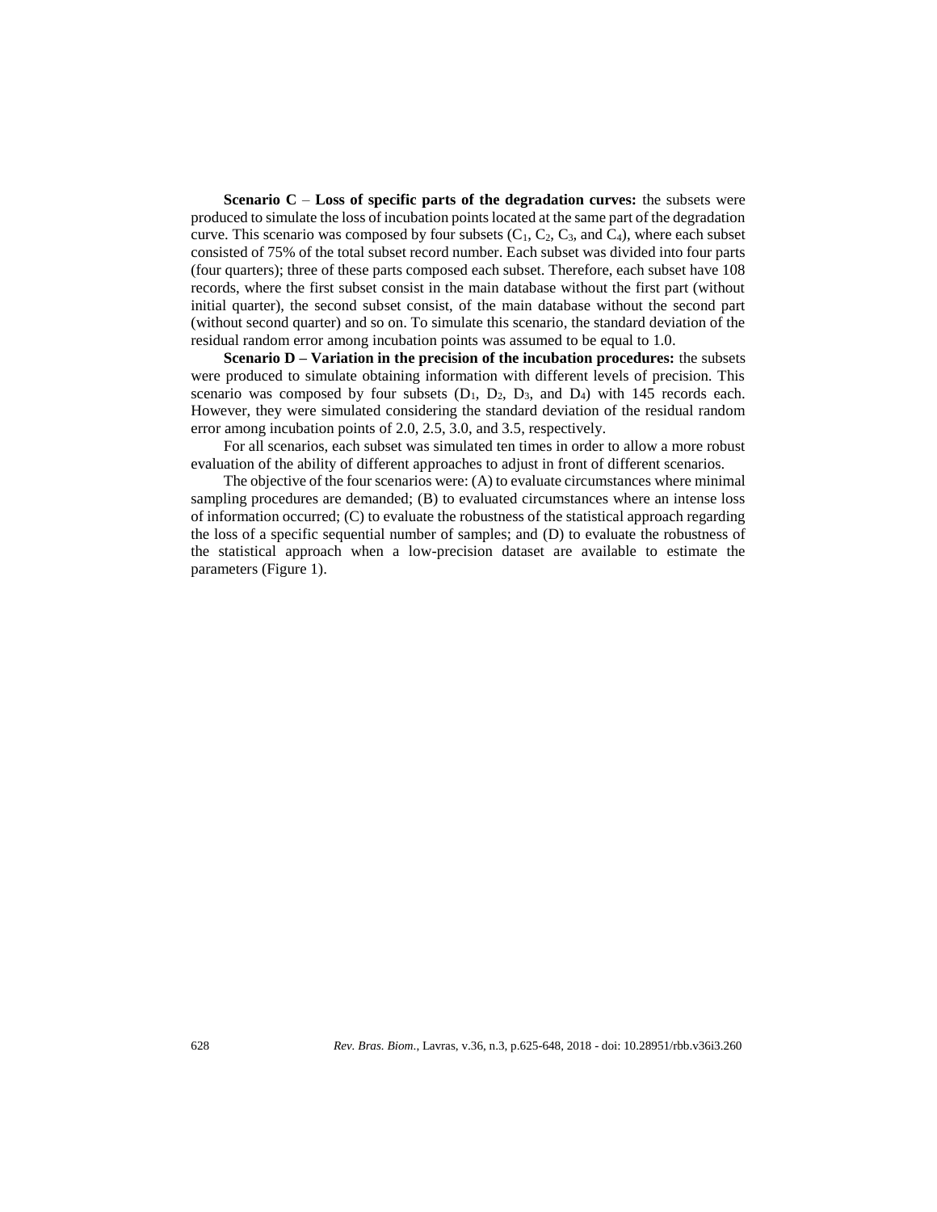**Scenario C** – **Loss of specific parts of the degradation curves:** the subsets were produced to simulate the loss of incubation points located at the same part of the degradation curve. This scenario was composed by four subsets ($C_1$, $C_2$, $C_3$, and $C_4$), where each subset consisted of 75% of the total subset record number. Each subset was divided into four parts (four quarters); three of these parts composed each subset. Therefore, each subset have 108 records, where the first subset consist in the main database without the first part (without initial quarter), the second subset consist, of the main database without the second part (without second quarter) and so on. To simulate this scenario, the standard deviation of the residual random error among incubation points was assumed to be equal to 1.0.

**Scenario D – Variation in the precision of the incubation procedures:** the subsets were produced to simulate obtaining information with different levels of precision. This scenario was composed by four subsets ($D_1$, $D_2$, $D_3$, and $D_4$) with 145 records each. However, they were simulated considering the standard deviation of the residual random error among incubation points of 2.0, 2.5, 3.0, and 3.5, respectively.

For all scenarios, each subset was simulated ten times in order to allow a more robust evaluation of the ability of different approaches to adjust in front of different scenarios.

The objective of the four scenarios were: (A) to evaluate circumstances where minimal sampling procedures are demanded; (B) to evaluated circumstances where an intense loss of information occurred; (C) to evaluate the robustness of the statistical approach regarding the loss of a specific sequential number of samples; and (D) to evaluate the robustness of the statistical approach when a low-precision dataset are available to estimate the parameters (Figure 1).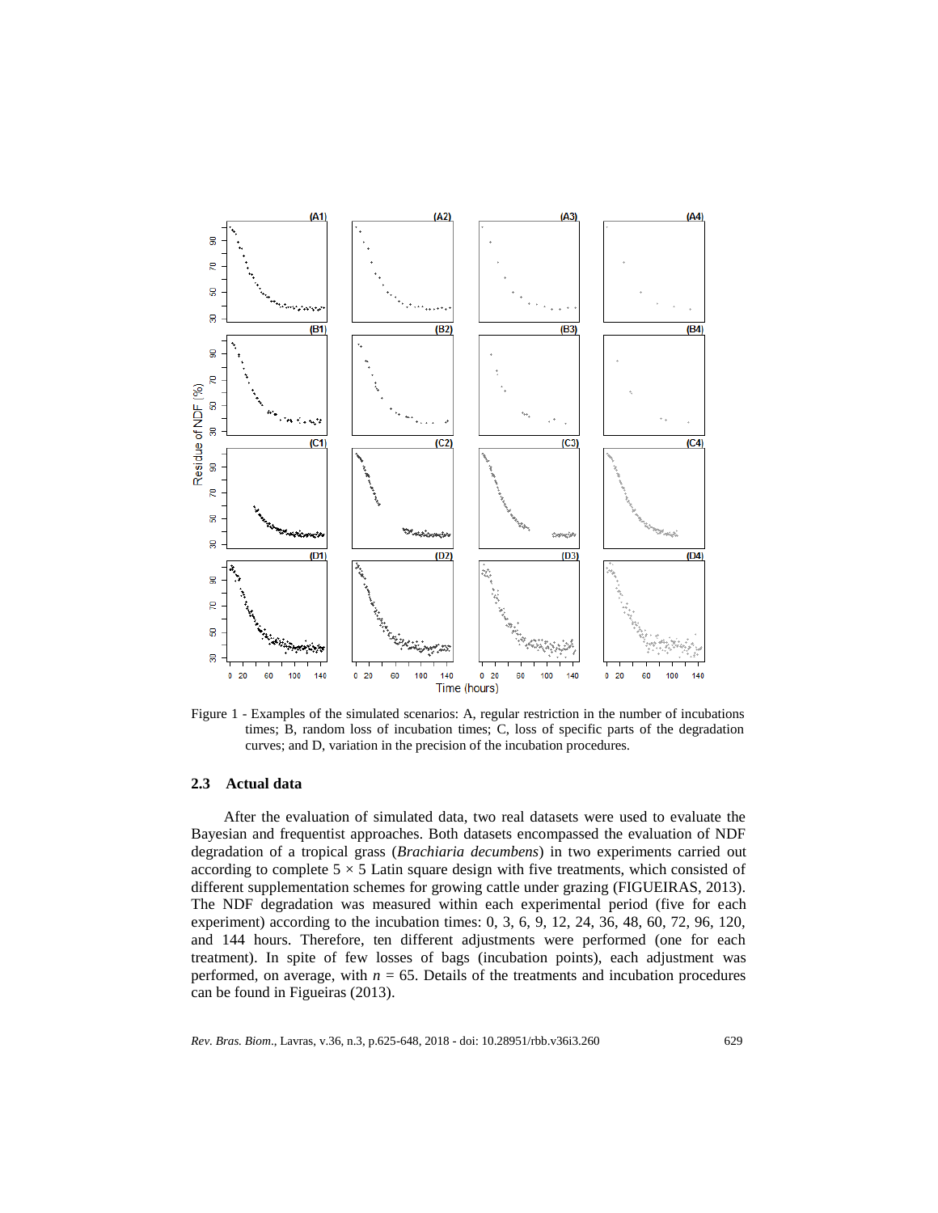Figure 1 - Examples of the simulated scenarios: A, regular restriction in the number of incubations times; B, random loss of incubation times; C, loss of specific parts of the degradation curves; and D, variation in the precision of the incubation procedures.

### 2.3 Actual data

After the evaluation of simulated data, two real datasets were used to evaluate the Bayesian and frequentist approaches. Both datasets encompassed the evaluation of NDF degradation of a tropical grass (*Brachiaria decumbens*) in two experiments carried out according to complete $5 \times 5$ Latin square design with five treatments, which consisted of different supplementation schemes for growing cattle under grazing (FIGUEIRAS, 2013). The NDF degradation was measured within each experimental period (five for each experiment) according to the incubation times: 0, 3, 6, 9, 12, 24, 36, 48, 60, 72, 96, 120, and 144 hours. Therefore, ten different adjustments were performed (one for each treatment). In spite of few losses of bags (incubation points), each adjustment was performed, on average, with $n = 65$. Details of the treatments and incubation procedures can be found in Figueiras (2013).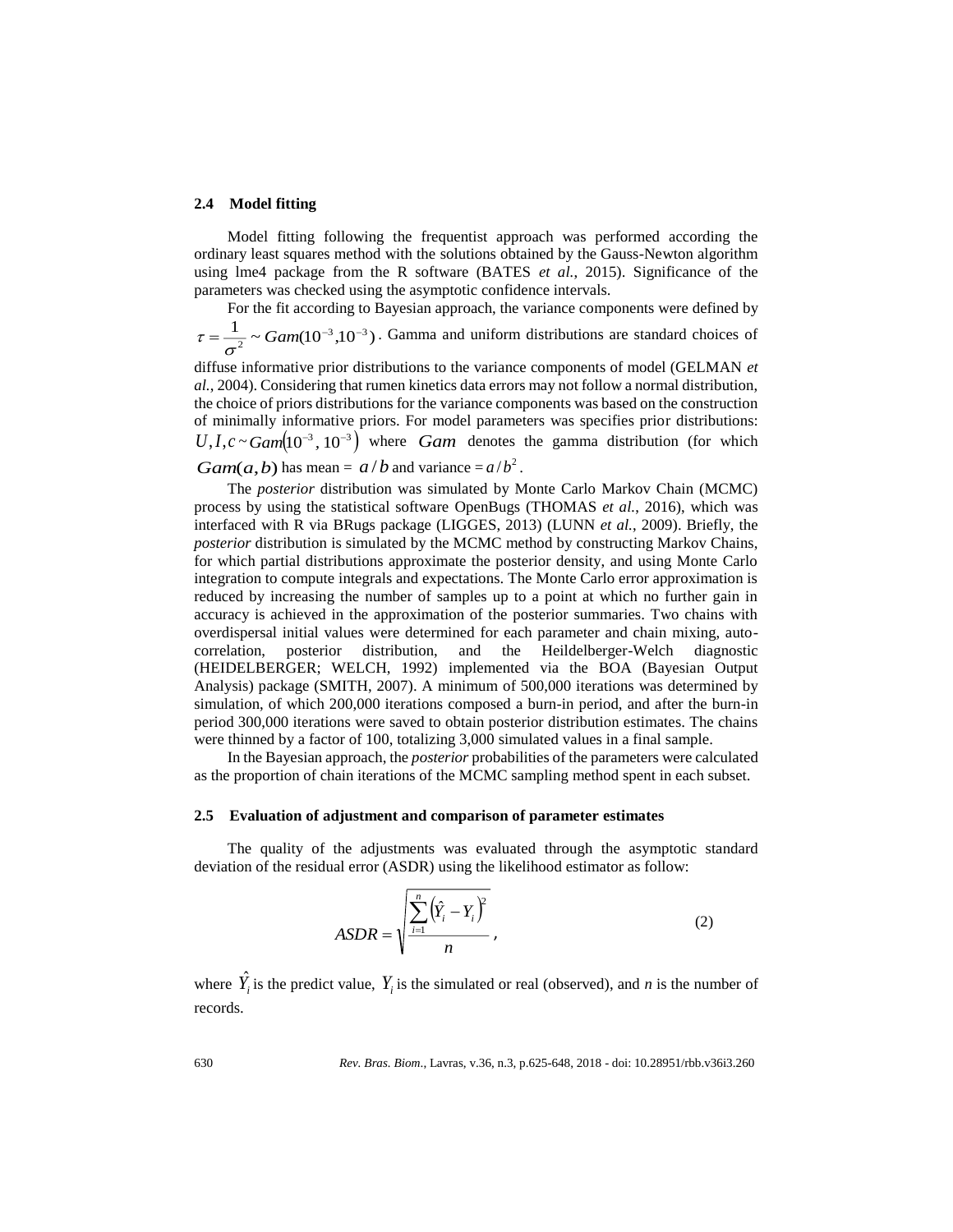### 2.4 Model fitting

Model fitting following the frequentist approach was performed according the ordinary least squares method with the solutions obtained by the Gauss-Newton algorithm using lme4 package from the R software (BATES *et al.*, 2015). Significance of the parameters was checked using the asymptotic confidence intervals.

For the fit according to Bayesian approach, the variance components were defined by $\tau = \frac{1}{\sigma^2} \sim Gam(10^{-3}, 10^{-3})$. Gamma and uniform distributions are standard choices of diffuse informative prior distributions to the variance components of model (GELMAN *et al.*, 2004). Considering that rumen kinetics data errors may not follow a normal distribution, the choice of priors distributions for the variance components was based on the construction of minimally informative priors. For model parameters was specifies prior distributions: $U, I, c \sim Gam(10^{-3}, 10^{-3})$ where $Gam$ denotes the gamma distribution (for which $Gam(a,b)$ has mean = $a/b$ and variance = $a/b^2$.

The *posterior* distribution was simulated by Monte Carlo Markov Chain (MCMC) process by using the statistical software OpenBugs (THOMAS *et al.*, 2016), which was interfaced with R via BRugs package (LIGGES, 2013) (LUNN *et al.*, 2009). Briefly, the *posterior* distribution is simulated by the MCMC method by constructing Markov Chains, for which partial distributions approximate the posterior density, and using Monte Carlo integration to compute integrals and expectations. The Monte Carlo error approximation is reduced by increasing the number of samples up to a point at which no further gain in accuracy is achieved in the approximation of the posterior summaries. Two chains with overdispersal initial values were determined for each parameter and chain mixing, auto-correlation, posterior distribution, and the Heildelberger-Welch diagnostic (HEIDELBERGER; WELCH, 1992) implemented via the BOA (Bayesian Output Analysis) package (SMITH, 2007). A minimum of 500,000 iterations was determined by simulation, of which 200,000 iterations composed a burn-in period, and after the burn-in period 300,000 iterations were saved to obtain posterior distribution estimates. The chains were thinned by a factor of 100, totalizing 3,000 simulated values in a final sample.

In the Bayesian approach, the *posterior* probabilities of the parameters were calculated as the proportion of chain iterations of the MCMC sampling method spent in each subset.

### 2.5 Evaluation of adjustment and comparison of parameter estimates

The quality of the adjustments was evaluated through the asymptotic standard deviation of the residual error (ASDR) using the likelihood estimator as follow:

$$ASDR = \sqrt{\frac{\sum_{i=1}^{n}\left(\hat{Y}_i - Y_i\right)^2}{n}}, \tag{2}$$

where $\hat{Y}_i$ is the predict value, $Y_i$ is the simulated or real (observed), and *n* is the number of records.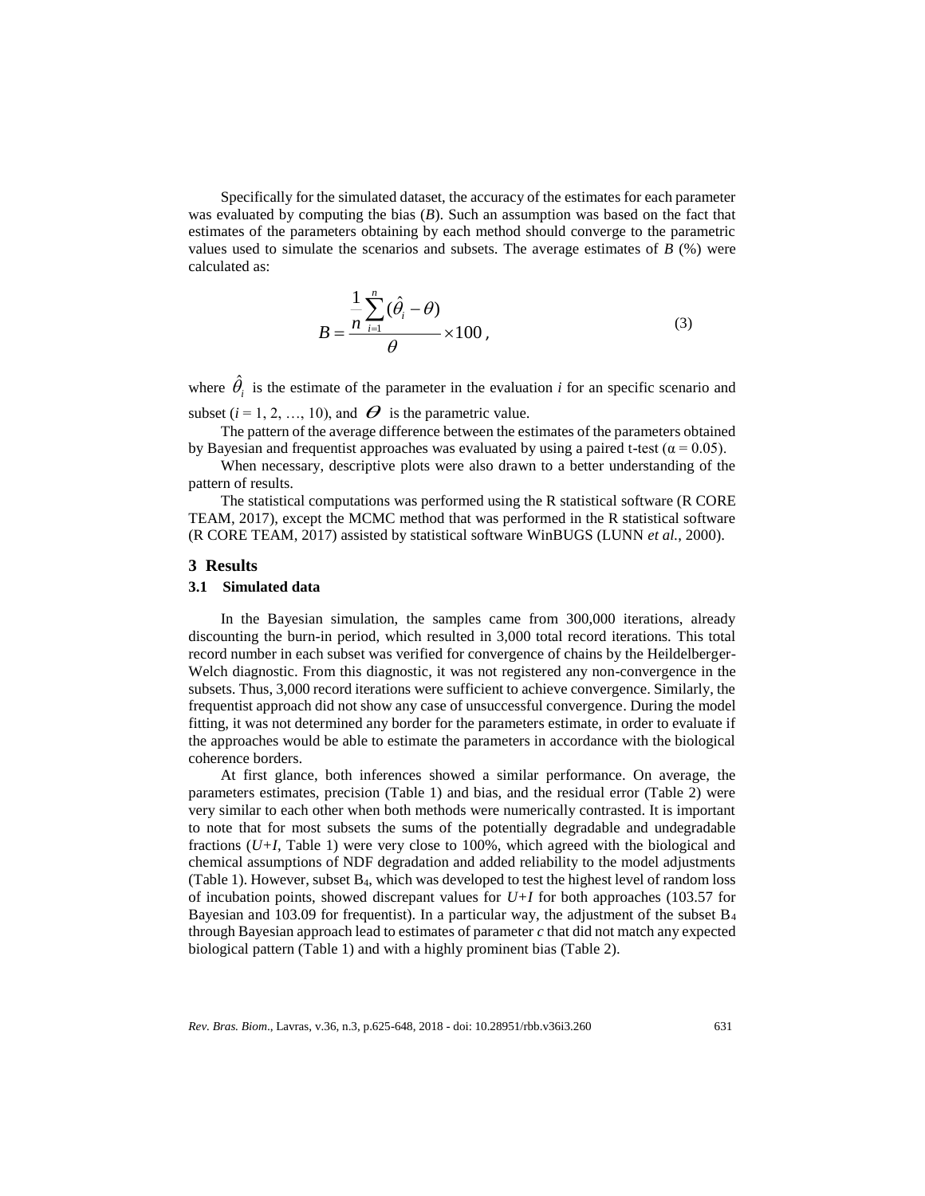Specifically for the simulated dataset, the accuracy of the estimates for each parameter was evaluated by computing the bias (*B*). Such an assumption was based on the fact that estimates of the parameters obtaining by each method should converge to the parametric values used to simulate the scenarios and subsets. The average estimates of *B* (%) were calculated as:

$$B = \frac{\frac{1}{n}\sum_{i=1}^{n}(\hat{\theta}_i - \theta)}{\theta} \times 100, \tag{3}$$

where $\hat{\theta}_i$ is the estimate of the parameter in the evaluation *i* for an specific scenario and subset ($i = 1, 2, \ldots, 10$), and $\theta$ is the parametric value.

The pattern of the average difference between the estimates of the parameters obtained by Bayesian and frequentist approaches was evaluated by using a paired t-test ($\alpha = 0.05$).

When necessary, descriptive plots were also drawn to a better understanding of the pattern of results.

The statistical computations was performed using the R statistical software (R CORE TEAM, 2017), except the MCMC method that was performed in the R statistical software (R CORE TEAM, 2017) assisted by statistical software WinBUGS (LUNN *et al.*, 2000).

## 3 Results

### 3.1 Simulated data

In the Bayesian simulation, the samples came from 300,000 iterations, already discounting the burn-in period, which resulted in 3,000 total record iterations. This total record number in each subset was verified for convergence of chains by the Heildelberger-Welch diagnostic. From this diagnostic, it was not registered any non-convergence in the subsets. Thus, 3,000 record iterations were sufficient to achieve convergence. Similarly, the frequentist approach did not show any case of unsuccessful convergence. During the model fitting, it was not determined any border for the parameters estimate, in order to evaluate if the approaches would be able to estimate the parameters in accordance with the biological coherence borders.

At first glance, both inferences showed a similar performance. On average, the parameters estimates, precision (Table 1) and bias, and the residual error (Table 2) were very similar to each other when both methods were numerically contrasted. It is important to note that for most subsets the sums of the potentially degradable and undegradable fractions (*U+I*, Table 1) were very close to 100%, which agreed with the biological and chemical assumptions of NDF degradation and added reliability to the model adjustments (Table 1). However, subset $B_4$, which was developed to test the highest level of random loss of incubation points, showed discrepant values for *U+I* for both approaches (103.57 for Bayesian and 103.09 for frequentist). In a particular way, the adjustment of the subset $B_4$ through Bayesian approach lead to estimates of parameter *c* that did not match any expected biological pattern (Table 1) and with a highly prominent bias (Table 2).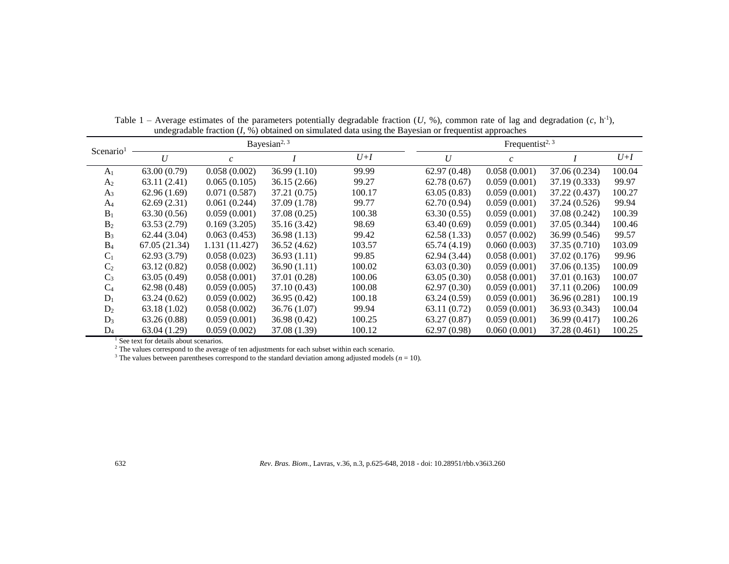Table 1 – Average estimates of the parameters potentially degradable fraction ($U$, %), common rate of lag and degradation ($c$, $h^{-1}$), undegradable fraction ($I$, %) obtained on simulated data using the Bayesian or frequentist approaches

| Scenario[1] | Bayesian[2, 3] | | | | Frequentist[2, 3] | | | |
|---|---|---|---|---|---|---|---|---|
| | $U$ | $c$ | $I$ | $U+I$ | $U$ | $c$ | $I$ | $U+I$ |
| $A_1$ | 63.00 (0.79) | 0.058 (0.002) | 36.99 (1.10) | 99.99 | 62.97 (0.48) | 0.058 (0.001) | 37.06 (0.234) | 100.04 |
| $A_2$ | 63.11 (2.41) | 0.065 (0.105) | 36.15 (2.66) | 99.27 | 62.78 (0.67) | 0.059 (0.001) | 37.19 (0.333) | 99.97 |
| $A_3$ | 62.96 (1.69) | 0.071 (0.587) | 37.21 (0.75) | 100.17 | 63.05 (0.83) | 0.059 (0.001) | 37.22 (0.437) | 100.27 |
| $A_4$ | 62.69 (2.31) | 0.061 (0.244) | 37.09 (1.78) | 99.77 | 62.70 (0.94) | 0.059 (0.001) | 37.24 (0.526) | 99.94 |
| $B_1$ | 63.30 (0.56) | 0.059 (0.001) | 37.08 (0.25) | 100.38 | 63.30 (0.55) | 0.059 (0.001) | 37.08 (0.242) | 100.39 |
| $B_2$ | 63.53 (2.79) | 0.169 (3.205) | 35.16 (3.42) | 98.69 | 63.40 (0.69) | 0.059 (0.001) | 37.05 (0.344) | 100.46 |
| $B_3$ | 62.44 (3.04) | 0.063 (0.453) | 36.98 (1.13) | 99.42 | 62.58 (1.33) | 0.057 (0.002) | 36.99 (0.546) | 99.57 |
| $B_4$ | 67.05 (21.34) | 1.131 (11.427) | 36.52 (4.62) | 103.57 | 65.74 (4.19) | 0.060 (0.003) | 37.35 (0.710) | 103.09 |
| $C_1$ | 62.93 (3.79) | 0.058 (0.023) | 36.93 (1.11) | 99.85 | 62.94 (3.44) | 0.058 (0.001) | 37.02 (0.176) | 99.96 |
| $C_2$ | 63.12 (0.82) | 0.058 (0.002) | 36.90 (1.11) | 100.02 | 63.03 (0.30) | 0.059 (0.001) | 37.06 (0.135) | 100.09 |
| $C_3$ | 63.05 (0.49) | 0.058 (0.001) | 37.01 (0.28) | 100.06 | 63.05 (0.30) | 0.058 (0.001) | 37.01 (0.163) | 100.07 |
| $C_4$ | 62.98 (0.48) | 0.059 (0.005) | 37.10 (0.43) | 100.08 | 62.97 (0.30) | 0.059 (0.001) | 37.11 (0.206) | 100.09 |
| $D_1$ | 63.24 (0.62) | 0.059 (0.002) | 36.95 (0.42) | 100.18 | 63.24 (0.59) | 0.059 (0.001) | 36.96 (0.281) | 100.19 |
| $D_2$ | 63.18 (1.02) | 0.058 (0.002) | 36.76 (1.07) | 99.94 | 63.11 (0.72) | 0.059 (0.001) | 36.93 (0.343) | 100.04 |
| $D_3$ | 63.26 (0.88) | 0.059 (0.001) | 36.98 (0.42) | 100.25 | 63.27 (0.87) | 0.059 (0.001) | 36.99 (0.417) | 100.26 |
| $D_4$ | 63.04 (1.29) | 0.059 (0.002) | 37.08 (1.39) | 100.12 | 62.97 (0.98) | 0.060 (0.001) | 37.28 (0.461) | 100.25 |

[1] See text for details about scenarios.

[2] The values correspond to the average of ten adjustments for each subset within each scenario.

[3] The values between parentheses correspond to the standard deviation among adjusted models ($n$ = 10).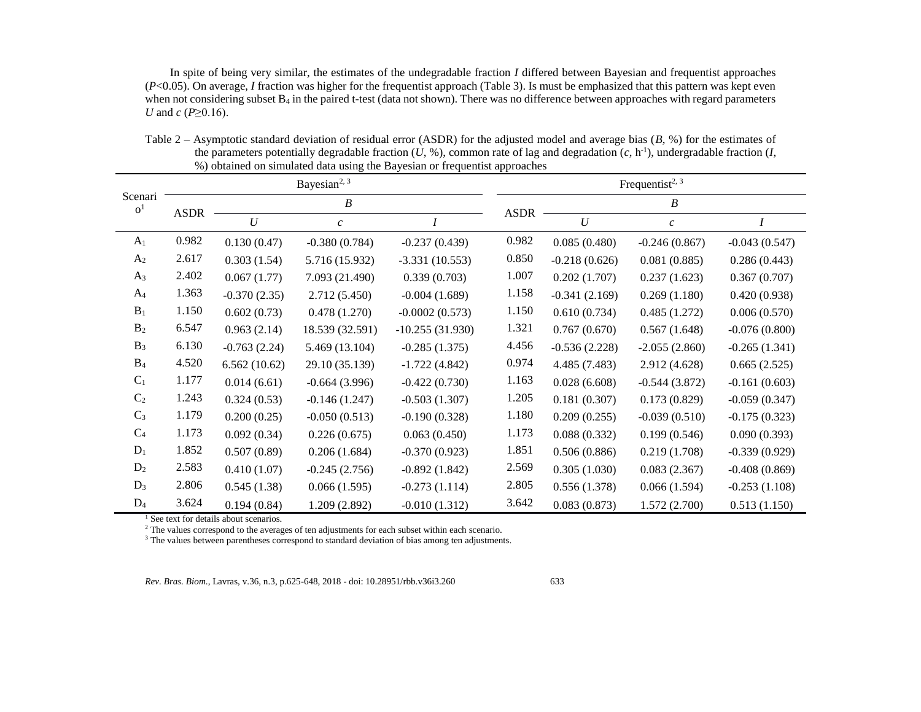In spite of being very similar, the estimates of the undegradable fraction *I* differed between Bayesian and frequentist approaches ($P<0.05$). On average, *I* fraction was higher for the frequentist approach (Table 3). Is must be emphasized that this pattern was kept even when not considering subset $B_4$ in the paired t-test (data not shown). There was no difference between approaches with regard parameters *U* and *c* ($P\geq0.16$).

Table 2 – Asymptotic standard deviation of residual error (ASDR) for the adjusted model and average bias (*B*, %) for the estimates of the parameters potentially degradable fraction (*U*, %), common rate of lag and degradation (*c*, $h^{-1}$), undergradable fraction (*I*, %) obtained on simulated data using the Bayesian or frequentist approaches

| Scenario[1] | Bayesian[2, 3] | | | | Frequentist[2, 3] | | | |
|---|---|---|---|---|---|---|---|---|
| | ASDR | *B* | | | ASDR | *B* | | |
| | | *U* | *c* | *I* | | *U* | *c* | *I* |
| $A_1$ | 0.982 | 0.130 (0.47) | -0.380 (0.784) | -0.237 (0.439) | 0.982 | 0.085 (0.480) | -0.246 (0.867) | -0.043 (0.547) |
| $A_2$ | 2.617 | 0.303 (1.54) | 5.716 (15.932) | -3.331 (10.553) | 0.850 | -0.218 (0.626) | 0.081 (0.885) | 0.286 (0.443) |
| $A_3$ | 2.402 | 0.067 (1.77) | 7.093 (21.490) | 0.339 (0.703) | 1.007 | 0.202 (1.707) | 0.237 (1.623) | 0.367 (0.707) |
| $A_4$ | 1.363 | -0.370 (2.35) | 2.712 (5.450) | -0.004 (1.689) | 1.158 | -0.341 (2.169) | 0.269 (1.180) | 0.420 (0.938) |
| $B_1$ | 1.150 | 0.602 (0.73) | 0.478 (1.270) | -0.0002 (0.573) | 1.150 | 0.610 (0.734) | 0.485 (1.272) | 0.006 (0.570) |
| $B_2$ | 6.547 | 0.963 (2.14) | 18.539 (32.591) | -10.255 (31.930) | 1.321 | 0.767 (0.670) | 0.567 (1.648) | -0.076 (0.800) |
| $B_3$ | 6.130 | -0.763 (2.24) | 5.469 (13.104) | -0.285 (1.375) | 4.456 | -0.536 (2.228) | -2.055 (2.860) | -0.265 (1.341) |
| $B_4$ | 4.520 | 6.562 (10.62) | 29.10 (35.139) | -1.722 (4.842) | 0.974 | 4.485 (7.483) | 2.912 (4.628) | 0.665 (2.525) |
| $C_1$ | 1.177 | 0.014 (6.61) | -0.664 (3.996) | -0.422 (0.730) | 1.163 | 0.028 (6.608) | -0.544 (3.872) | -0.161 (0.603) |
| $C_2$ | 1.243 | 0.324 (0.53) | -0.146 (1.247) | -0.503 (1.307) | 1.205 | 0.181 (0.307) | 0.173 (0.829) | -0.059 (0.347) |
| $C_3$ | 1.179 | 0.200 (0.25) | -0.050 (0.513) | -0.190 (0.328) | 1.180 | 0.209 (0.255) | -0.039 (0.510) | -0.175 (0.323) |
| $C_4$ | 1.173 | 0.092 (0.34) | 0.226 (0.675) | 0.063 (0.450) | 1.173 | 0.088 (0.332) | 0.199 (0.546) | 0.090 (0.393) |
| $D_1$ | 1.852 | 0.507 (0.89) | 0.206 (1.684) | -0.370 (0.923) | 1.851 | 0.506 (0.886) | 0.219 (1.708) | -0.339 (0.929) |
| $D_2$ | 2.583 | 0.410 (1.07) | -0.245 (2.756) | -0.892 (1.842) | 2.569 | 0.305 (1.030) | 0.083 (2.367) | -0.408 (0.869) |
| $D_3$ | 2.806 | 0.545 (1.38) | 0.066 (1.595) | -0.273 (1.114) | 2.805 | 0.556 (1.378) | 0.066 (1.594) | -0.253 (1.108) |
| $D_4$ | 3.624 | 0.194 (0.84) | 1.209 (2.892) | -0.010 (1.312) | 3.642 | 0.083 (0.873) | 1.572 (2.700) | 0.513 (1.150) |

[1] See text for details about scenarios.
[2] The values correspond to the averages of ten adjustments for each subset within each scenario.
[3] The values between parentheses correspond to standard deviation of bias among ten adjustments.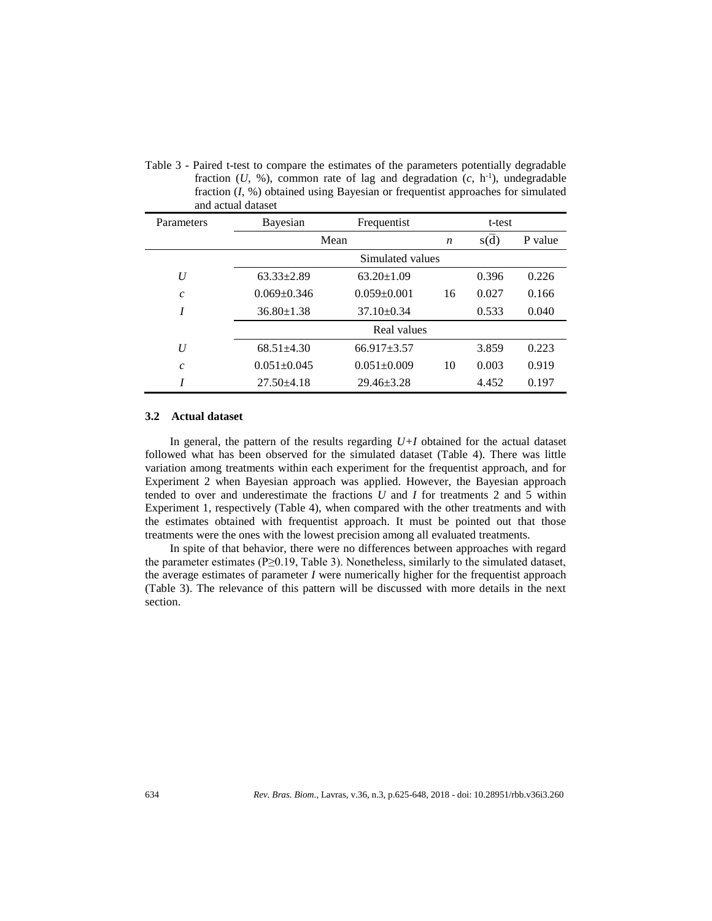Table 3 - Paired t-test to compare the estimates of the parameters potentially degradable fraction ($U$, %), common rate of lag and degradation ($c$, $h^{-1}$), undegradable fraction ($I$, %) obtained using Bayesian or frequentist approaches for simulated and actual dataset

| Parameters | Bayesian | Frequentist | t-test | | |
|---|---|---|---|---|---|
| | Mean | | $n$ | $s(\bar{d})$ | P value |
| | Simulated values | | | | |
| $U$ | 63.33±2.89 | 63.20±1.09 | | 0.396 | 0.226 |
| $c$ | 0.069±0.346 | 0.059±0.001 | 16 | 0.027 | 0.166 |
| $I$ | 36.80±1.38 | 37.10±0.34 | | 0.533 | 0.040 |
| | Real values | | | | |
| $U$ | 68.51±4.30 | 66.917±3.57 | | 3.859 | 0.223 |
| $c$ | 0.051±0.045 | 0.051±0.009 | 10 | 0.003 | 0.919 |
| $I$ | 27.50±4.18 | 29.46±3.28 | | 4.452 | 0.197 |

### 3.2 Actual dataset

In general, the pattern of the results regarding $U+I$ obtained for the actual dataset followed what has been observed for the simulated dataset (Table 4). There was little variation among treatments within each experiment for the frequentist approach, and for Experiment 2 when Bayesian approach was applied. However, the Bayesian approach tended to over and underestimate the fractions $U$ and $I$ for treatments 2 and 5 within Experiment 1, respectively (Table 4), when compared with the other treatments and with the estimates obtained with frequentist approach. It must be pointed out that those treatments were the ones with the lowest precision among all evaluated treatments.

In spite of that behavior, there were no differences between approaches with regard the parameter estimates ($P \geq 0.19$, Table 3). Nonetheless, similarly to the simulated dataset, the average estimates of parameter $I$ were numerically higher for the frequentist approach (Table 3). The relevance of this pattern will be discussed with more details in the next section.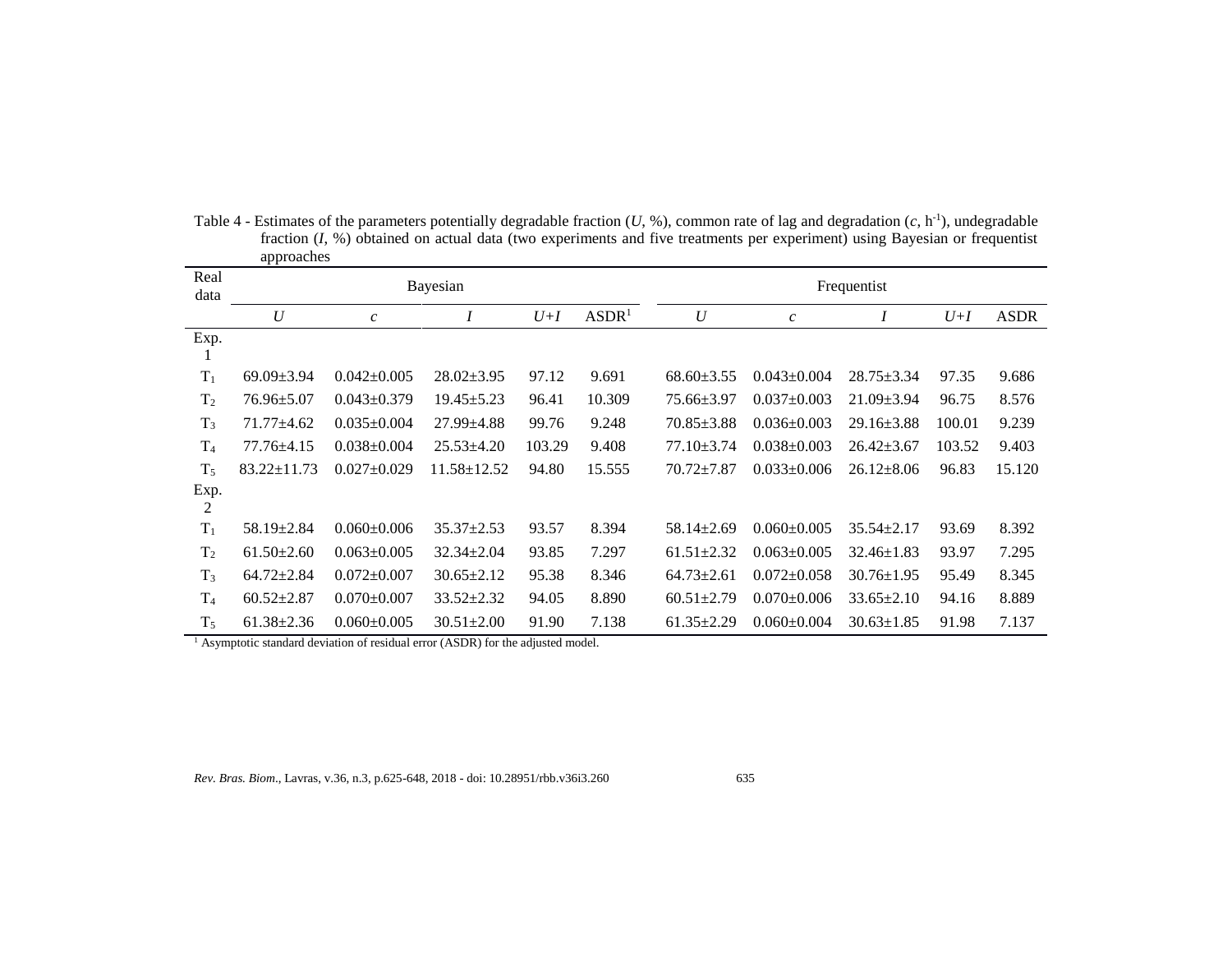Table 4 - Estimates of the parameters potentially degradable fraction ($U$, %), common rate of lag and degradation ($c$, $h^{-1}$), undegradable fraction ($I$, %) obtained on actual data (two experiments and five treatments per experiment) using Bayesian or frequentist approaches

| Real data | Bayesian | | | | | Frequentist | | | | |
|---|---|---|---|---|---|---|---|---|---|---|
| | $U$ | $c$ | $I$ | $U+I$ | ASDR[1] | $U$ | $c$ | $I$ | $U+I$ | ASDR |
| Exp. 1 | | | | | | | | | | |
| $T_1$ | 69.09±3.94 | 0.042±0.005 | 28.02±3.95 | 97.12 | 9.691 | 68.60±3.55 | 0.043±0.004 | 28.75±3.34 | 97.35 | 9.686 |
| $T_2$ | 76.96±5.07 | 0.043±0.379 | 19.45±5.23 | 96.41 | 10.309 | 75.66±3.97 | 0.037±0.003 | 21.09±3.94 | 96.75 | 8.576 |
| $T_3$ | 71.77±4.62 | 0.035±0.004 | 27.99±4.88 | 99.76 | 9.248 | 70.85±3.88 | 0.036±0.003 | 29.16±3.88 | 100.01 | 9.239 |
| $T_4$ | 77.76±4.15 | 0.038±0.004 | 25.53±4.20 | 103.29 | 9.408 | 77.10±3.74 | 0.038±0.003 | 26.42±3.67 | 103.52 | 9.403 |
| $T_5$ | 83.22±11.73 | 0.027±0.029 | 11.58±12.52 | 94.80 | 15.555 | 70.72±7.87 | 0.033±0.006 | 26.12±8.06 | 96.83 | 15.120 |
| Exp. 2 | | | | | | | | | | |
| $T_1$ | 58.19±2.84 | 0.060±0.006 | 35.37±2.53 | 93.57 | 8.394 | 58.14±2.69 | 0.060±0.005 | 35.54±2.17 | 93.69 | 8.392 |
| $T_2$ | 61.50±2.60 | 0.063±0.005 | 32.34±2.04 | 93.85 | 7.297 | 61.51±2.32 | 0.063±0.005 | 32.46±1.83 | 93.97 | 7.295 |
| $T_3$ | 64.72±2.84 | 0.072±0.007 | 30.65±2.12 | 95.38 | 8.346 | 64.73±2.61 | 0.072±0.058 | 30.76±1.95 | 95.49 | 8.345 |
| $T_4$ | 60.52±2.87 | 0.070±0.007 | 33.52±2.32 | 94.05 | 8.890 | 60.51±2.79 | 0.070±0.006 | 33.65±2.10 | 94.16 | 8.889 |
| $T_5$ | 61.38±2.36 | 0.060±0.005 | 30.51±2.00 | 91.90 | 7.138 | 61.35±2.29 | 0.060±0.004 | 30.63±1.85 | 91.98 | 7.137 |

[1] Asymptotic standard deviation of residual error (ASDR) for the adjusted model.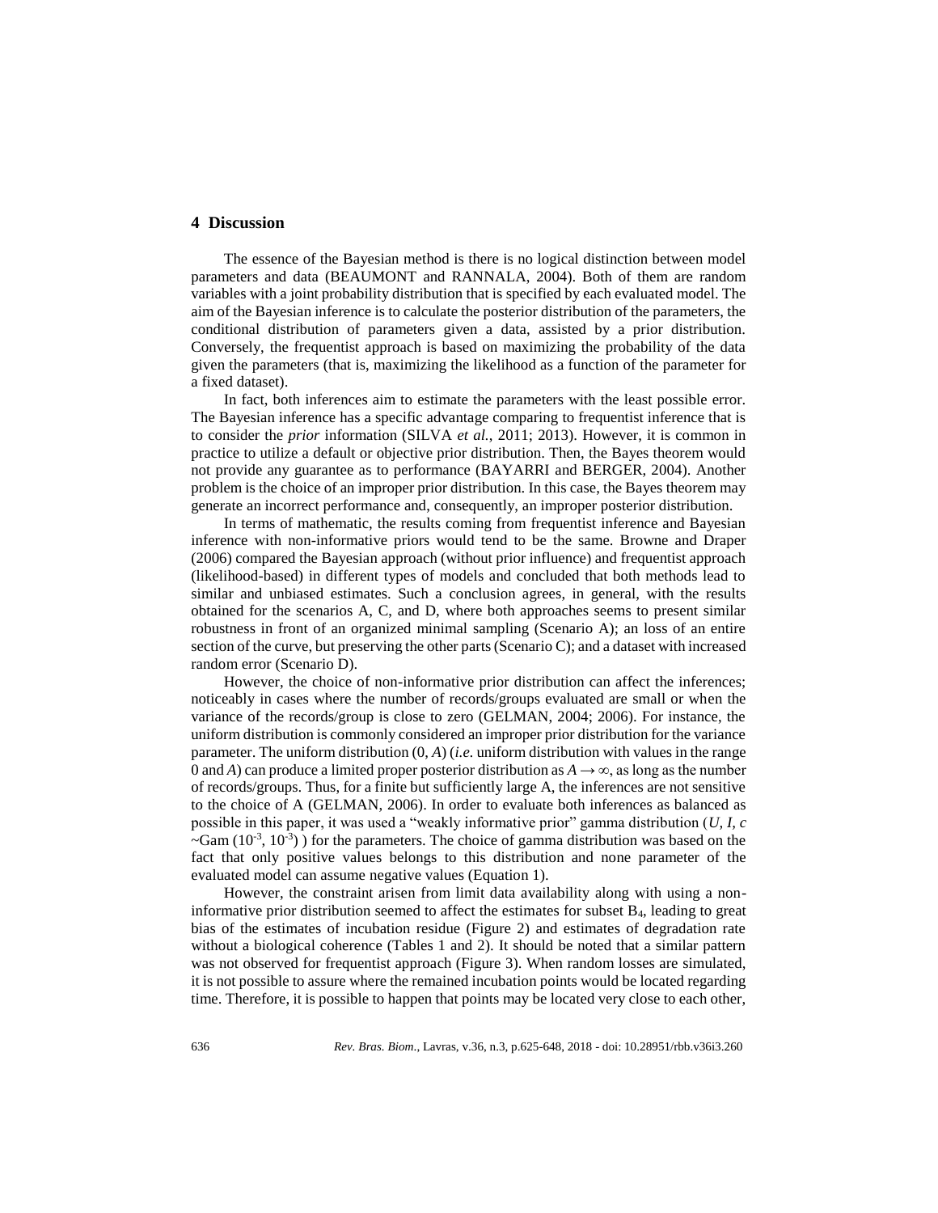## 4 Discussion

The essence of the Bayesian method is there is no logical distinction between model parameters and data (BEAUMONT and RANNALA, 2004). Both of them are random variables with a joint probability distribution that is specified by each evaluated model. The aim of the Bayesian inference is to calculate the posterior distribution of the parameters, the conditional distribution of parameters given a data, assisted by a prior distribution. Conversely, the frequentist approach is based on maximizing the probability of the data given the parameters (that is, maximizing the likelihood as a function of the parameter for a fixed dataset).

In fact, both inferences aim to estimate the parameters with the least possible error. The Bayesian inference has a specific advantage comparing to frequentist inference that is to consider the *prior* information (SILVA *et al.*, 2011; 2013). However, it is common in practice to utilize a default or objective prior distribution. Then, the Bayes theorem would not provide any guarantee as to performance (BAYARRI and BERGER, 2004). Another problem is the choice of an improper prior distribution. In this case, the Bayes theorem may generate an incorrect performance and, consequently, an improper posterior distribution.

In terms of mathematic, the results coming from frequentist inference and Bayesian inference with non-informative priors would tend to be the same. Browne and Draper (2006) compared the Bayesian approach (without prior influence) and frequentist approach (likelihood-based) in different types of models and concluded that both methods lead to similar and unbiased estimates. Such a conclusion agrees, in general, with the results obtained for the scenarios A, C, and D, where both approaches seems to present similar robustness in front of an organized minimal sampling (Scenario A); an loss of an entire section of the curve, but preserving the other parts (Scenario C); and a dataset with increased random error (Scenario D).

However, the choice of non-informative prior distribution can affect the inferences; noticeably in cases where the number of records/groups evaluated are small or when the variance of the records/group is close to zero (GELMAN, 2004; 2006). For instance, the uniform distribution is commonly considered an improper prior distribution for the variance parameter. The uniform distribution $(0, A)$ (*i.e.* uniform distribution with values in the range 0 and $A$) can produce a limited proper posterior distribution as $A \rightarrow \infty$, as long as the number of records/groups. Thus, for a finite but sufficiently large A, the inferences are not sensitive to the choice of A (GELMAN, 2006). In order to evaluate both inferences as balanced as possible in this paper, it was used a "weakly informative prior" gamma distribution ($U, I, c \sim \text{Gam}(10^{-3}, 10^{-3})$) for the parameters. The choice of gamma distribution was based on the fact that only positive values belongs to this distribution and none parameter of the evaluated model can assume negative values (Equation 1).

However, the constraint arisen from limit data availability along with using a non-informative prior distribution seemed to affect the estimates for subset $B_4$, leading to great bias of the estimates of incubation residue (Figure 2) and estimates of degradation rate without a biological coherence (Tables 1 and 2). It should be noted that a similar pattern was not observed for frequentist approach (Figure 3). When random losses are simulated, it is not possible to assure where the remained incubation points would be located regarding time. Therefore, it is possible to happen that points may be located very close to each other,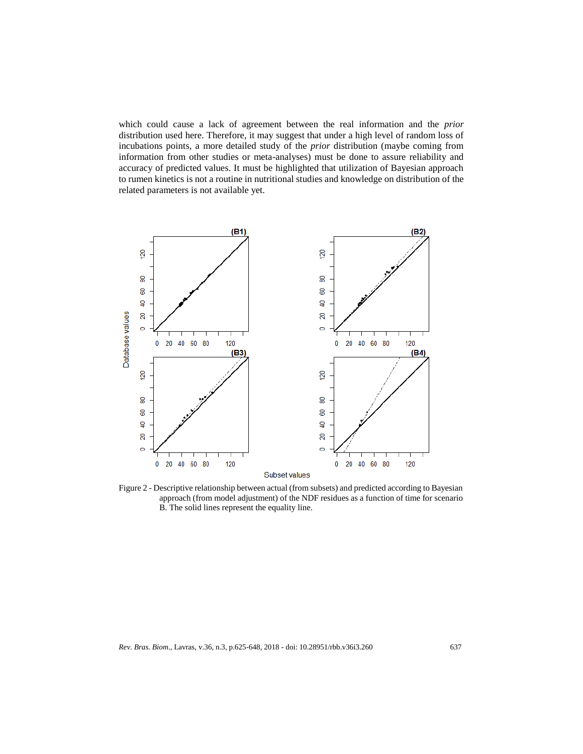which could cause a lack of agreement between the real information and the *prior* distribution used here. Therefore, it may suggest that under a high level of random loss of incubations points, a more detailed study of the *prior* distribution (maybe coming from information from other studies or meta-analyses) must be done to assure reliability and accuracy of predicted values. It must be highlighted that utilization of Bayesian approach to rumen kinetics is not a routine in nutritional studies and knowledge on distribution of the related parameters is not available yet.

Figure 2 - Descriptive relationship between actual (from subsets) and predicted according to Bayesian approach (from model adjustment) of the NDF residues as a function of time for scenario B. The solid lines represent the equality line.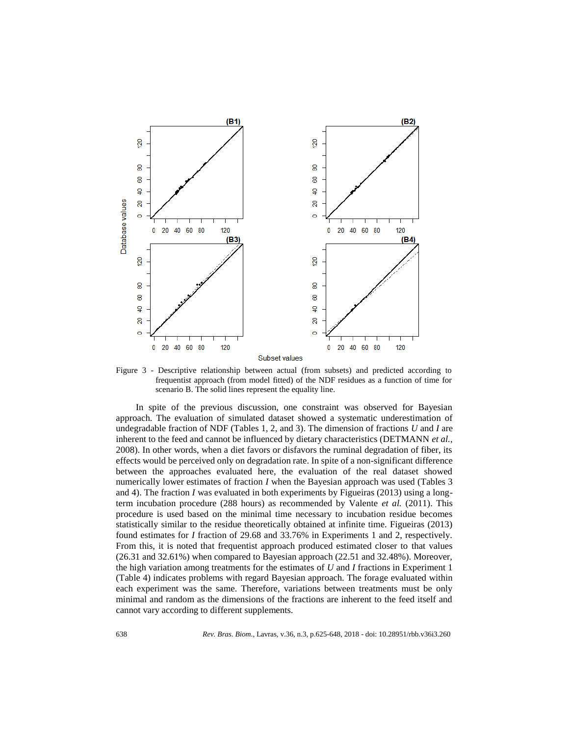Figure 3 - Descriptive relationship between actual (from subsets) and predicted according to frequentist approach (from model fitted) of the NDF residues as a function of time for scenario B. The solid lines represent the equality line.

In spite of the previous discussion, one constraint was observed for Bayesian approach. The evaluation of simulated dataset showed a systematic underestimation of undegradable fraction of NDF (Tables 1, 2, and 3). The dimension of fractions *U* and *I* are inherent to the feed and cannot be influenced by dietary characteristics (DETMANN *et al.*, 2008). In other words, when a diet favors or disfavors the ruminal degradation of fiber, its effects would be perceived only on degradation rate. In spite of a non-significant difference between the approaches evaluated here, the evaluation of the real dataset showed numerically lower estimates of fraction *I* when the Bayesian approach was used (Tables 3 and 4). The fraction *I* was evaluated in both experiments by Figueiras (2013) using a long-term incubation procedure (288 hours) as recommended by Valente *et al.* (2011). This procedure is used based on the minimal time necessary to incubation residue becomes statistically similar to the residue theoretically obtained at infinite time. Figueiras (2013) found estimates for *I* fraction of 29.68 and 33.76% in Experiments 1 and 2, respectively. From this, it is noted that frequentist approach produced estimated closer to that values (26.31 and 32.61%) when compared to Bayesian approach (22.51 and 32.48%). Moreover, the high variation among treatments for the estimates of *U* and *I* fractions in Experiment 1 (Table 4) indicates problems with regard Bayesian approach. The forage evaluated within each experiment was the same. Therefore, variations between treatments must be only minimal and random as the dimensions of the fractions are inherent to the feed itself and cannot vary according to different supplements.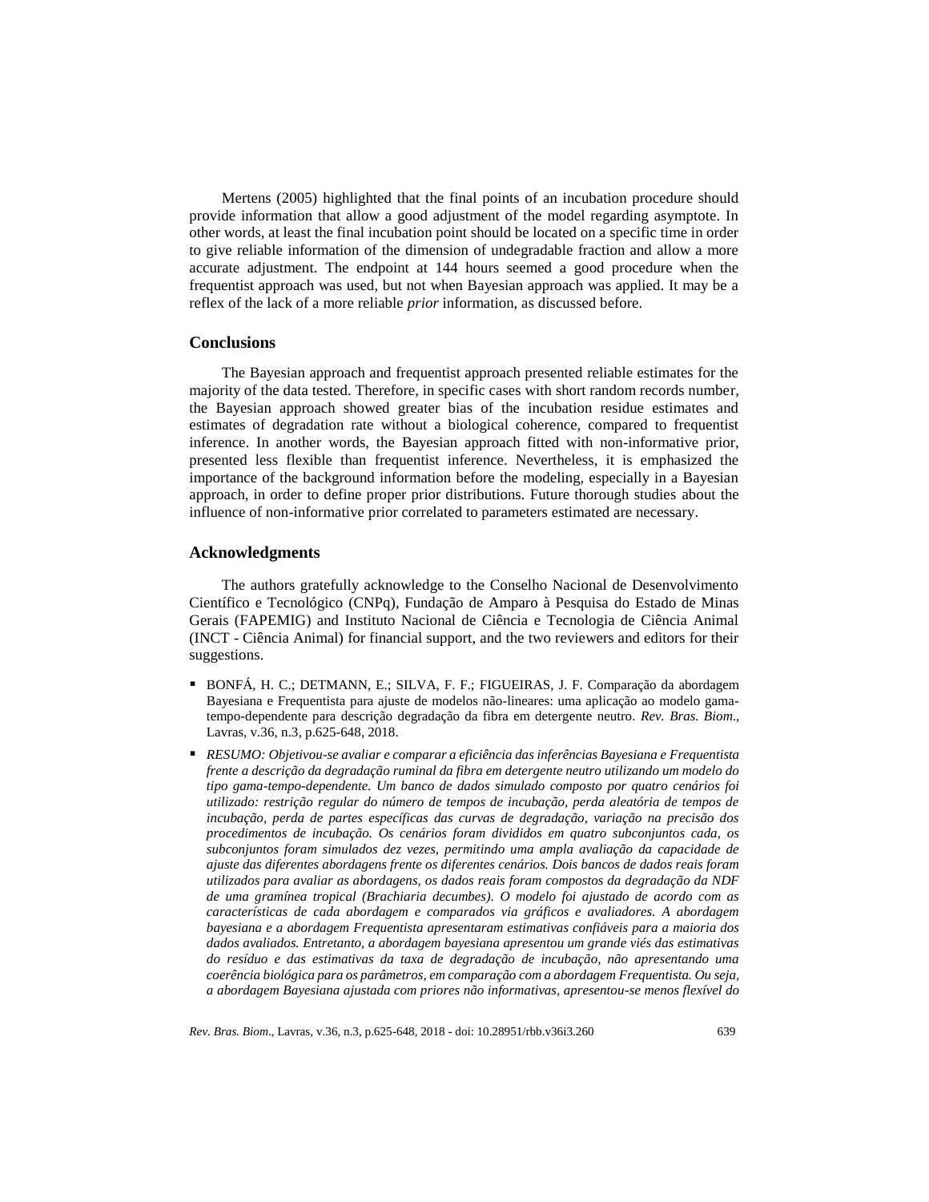Mertens (2005) highlighted that the final points of an incubation procedure should provide information that allow a good adjustment of the model regarding asymptote. In other words, at least the final incubation point should be located on a specific time in order to give reliable information of the dimension of undegradable fraction and allow a more accurate adjustment. The endpoint at 144 hours seemed a good procedure when the frequentist approach was used, but not when Bayesian approach was applied. It may be a reflex of the lack of a more reliable *prior* information, as discussed before.

## Conclusions

The Bayesian approach and frequentist approach presented reliable estimates for the majority of the data tested. Therefore, in specific cases with short random records number, the Bayesian approach showed greater bias of the incubation residue estimates and estimates of degradation rate without a biological coherence, compared to frequentist inference. In another words, the Bayesian approach fitted with non-informative prior, presented less flexible than frequentist inference. Nevertheless, it is emphasized the importance of the background information before the modeling, especially in a Bayesian approach, in order to define proper prior distributions. Future thorough studies about the influence of non-informative prior correlated to parameters estimated are necessary.

## Acknowledgments

The authors gratefully acknowledge to the Conselho Nacional de Desenvolvimento Científico e Tecnológico (CNPq), Fundação de Amparo à Pesquisa do Estado de Minas Gerais (FAPEMIG) and Instituto Nacional de Ciência e Tecnologia de Ciência Animal (INCT - Ciência Animal) for financial support, and the two reviewers and editors for their suggestions.

- BONFÁ, H. C.; DETMANN, E.; SILVA, F. F.; FIGUEIRAS, J. F. Comparação da abordagem Bayesiana e Frequentista para ajuste de modelos não-lineares: uma aplicação ao modelo gama-tempo-dependente para descrição degradação da fibra em detergente neutro. *Rev. Bras. Biom.*, Lavras, v.36, n.3, p.625-648, 2018.

- *RESUMO: Objetivou-se avaliar e comparar a eficiência das inferências Bayesiana e Frequentista frente a descrição da degradação ruminal da fibra em detergente neutro utilizando um modelo do tipo gama-tempo-dependente. Um banco de dados simulado composto por quatro cenários foi utilizado: restrição regular do número de tempos de incubação, perda aleatória de tempos de incubação, perda de partes específicas das curvas de degradação, variação na precisão dos procedimentos de incubação. Os cenários foram divididos em quatro subconjuntos cada, os subconjuntos foram simulados dez vezes, permitindo uma ampla avaliação da capacidade de ajuste das diferentes abordagens frente os diferentes cenários. Dois bancos de dados reais foram utilizados para avaliar as abordagens, os dados reais foram compostos da degradação da NDF de uma gramínea tropical (Brachiaria decumbes). O modelo foi ajustado de acordo com as características de cada abordagem e comparados via gráficos e avaliadores. A abordagem bayesiana e a abordagem Frequentista apresentaram estimativas confiáveis para a maioria dos dados avaliados. Entretanto, a abordagem bayesiana apresentou um grande viés das estimativas do resíduo e das estimativas da taxa de degradação de incubação, não apresentando uma coerência biológica para os parâmetros, em comparação com a abordagem Frequentista. Ou seja, a abordagem Bayesiana ajustada com priores não informativas, apresentou-se menos flexível do*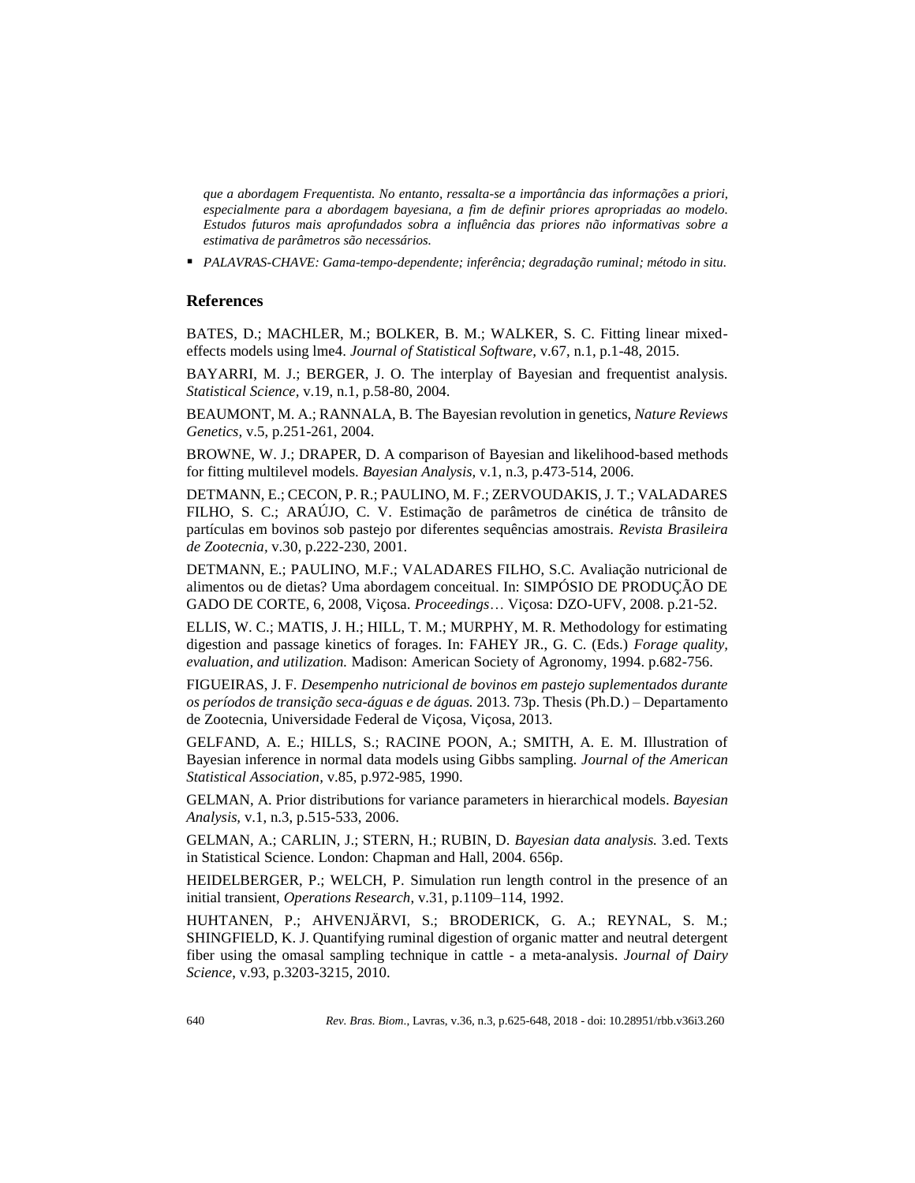*que a abordagem Frequentista. No entanto, ressalta-se a importância das informações a priori, especialmente para a abordagem bayesiana, a fim de definir priores apropriadas ao modelo. Estudos futuros mais aprofundados sobra a influência das priores não informativas sobre a estimativa de parâmetros são necessários.*

- *PALAVRAS-CHAVE: Gama-tempo-dependente; inferência; degradação ruminal; método in situ.*

## References

BATES, D.; MACHLER, M.; BOLKER, B. M.; WALKER, S. C. Fitting linear mixed-effects models using lme4. *Journal of Statistical Software*, v.67, n.1, p.1-48, 2015.

BAYARRI, M. J.; BERGER, J. O. The interplay of Bayesian and frequentist analysis. *Statistical Science*, v.19, n.1, p.58-80, 2004.

BEAUMONT, M. A.; RANNALA, B. The Bayesian revolution in genetics, *Nature Reviews Genetics*, v.5, p.251-261, 2004.

BROWNE, W. J.; DRAPER, D. A comparison of Bayesian and likelihood-based methods for fitting multilevel models. *Bayesian Analysis*, v.1, n.3, p.473-514, 2006.

DETMANN, E.; CECON, P. R.; PAULINO, M. F.; ZERVOUDAKIS, J. T.; VALADARES FILHO, S. C.; ARAÚJO, C. V. Estimação de parâmetros de cinética de trânsito de partículas em bovinos sob pastejo por diferentes sequências amostrais. *Revista Brasileira de Zootecnia*, v.30, p.222-230, 2001.

DETMANN, E.; PAULINO, M.F.; VALADARES FILHO, S.C. Avaliação nutricional de alimentos ou de dietas? Uma abordagem conceitual. In: SIMPÓSIO DE PRODUÇÃO DE GADO DE CORTE, 6, 2008, Viçosa. *Proceedings*… Viçosa: DZO-UFV, 2008. p.21-52.

ELLIS, W. C.; MATIS, J. H.; HILL, T. M.; MURPHY, M. R. Methodology for estimating digestion and passage kinetics of forages. In: FAHEY JR., G. C. (Eds.) *Forage quality, evaluation, and utilization.* Madison: American Society of Agronomy, 1994. p.682-756.

FIGUEIRAS, J. F. *Desempenho nutricional de bovinos em pastejo suplementados durante os períodos de transição seca-águas e de águas.* 2013. 73p. Thesis (Ph.D.) – Departamento de Zootecnia, Universidade Federal de Viçosa, Viçosa, 2013.

GELFAND, A. E.; HILLS, S.; RACINE POON, A.; SMITH, A. E. M. Illustration of Bayesian inference in normal data models using Gibbs sampling. *Journal of the American Statistical Association*, v.85, p.972-985, 1990.

GELMAN, A. Prior distributions for variance parameters in hierarchical models. *Bayesian Analysis*, v.1, n.3, p.515-533, 2006.

GELMAN, A.; CARLIN, J.; STERN, H.; RUBIN, D. *Bayesian data analysis.* 3.ed. Texts in Statistical Science. London: Chapman and Hall, 2004. 656p.

HEIDELBERGER, P.; WELCH, P. Simulation run length control in the presence of an initial transient, *Operations Research*, v.31, p.1109–114, 1992.

HUHTANEN, P.; AHVENJÄRVI, S.; BRODERICK, G. A.; REYNAL, S. M.; SHINGFIELD, K. J. Quantifying ruminal digestion of organic matter and neutral detergent fiber using the omasal sampling technique in cattle - a meta-analysis. *Journal of Dairy Science*, v.93, p.3203-3215, 2010.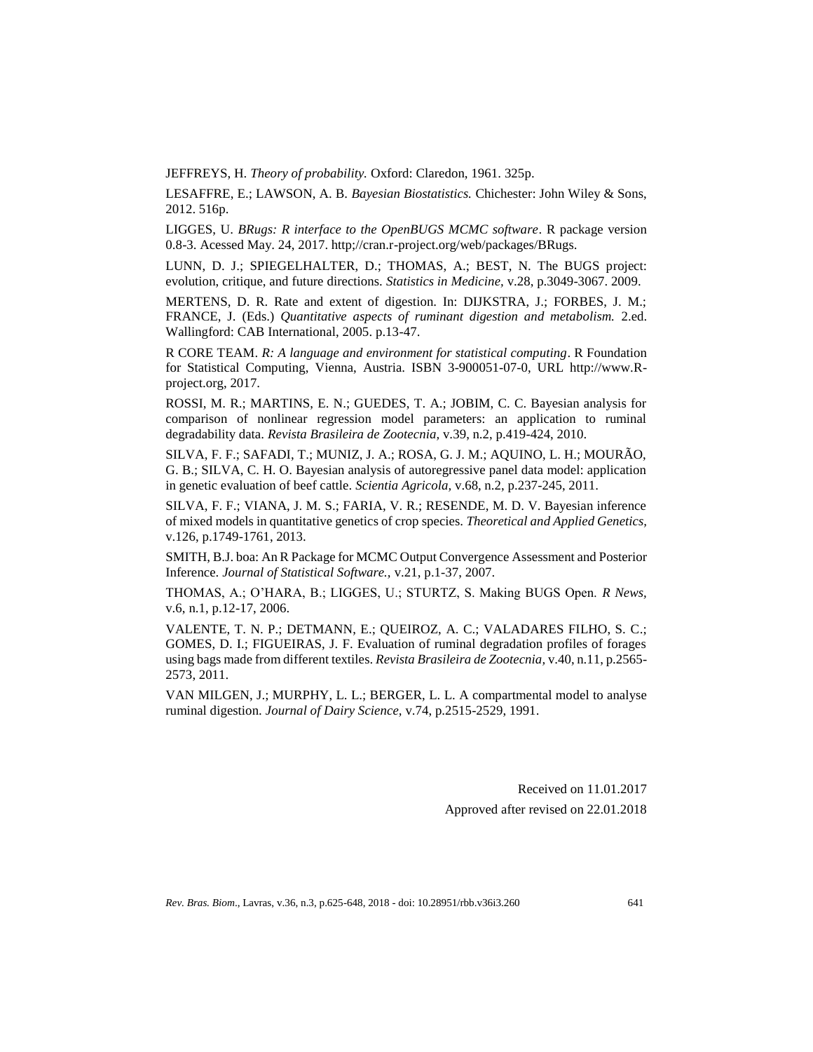JEFFREYS, H. *Theory of probability.* Oxford: Claredon, 1961. 325p.

LESAFFRE, E.; LAWSON, A. B. *Bayesian Biostatistics.* Chichester: John Wiley & Sons, 2012. 516p.

LIGGES, U. *BRugs: R interface to the OpenBUGS MCMC software*. R package version 0.8-3. Acessed May. 24, 2017. http;//cran.r-project.org/web/packages/BRugs.

LUNN, D. J.; SPIEGELHALTER, D.; THOMAS, A.; BEST, N. The BUGS project: evolution, critique, and future directions. *Statistics in Medicine,* v.28, p.3049-3067. 2009.

MERTENS, D. R. Rate and extent of digestion. In: DIJKSTRA, J.; FORBES, J. M.; FRANCE, J. (Eds.) *Quantitative aspects of ruminant digestion and metabolism.* 2.ed. Wallingford: CAB International, 2005. p.13-47.

R CORE TEAM. *R: A language and environment for statistical computing*. R Foundation for Statistical Computing, Vienna, Austria. ISBN 3-900051-07-0, URL http://www.R-project.org, 2017.

ROSSI, M. R.; MARTINS, E. N.; GUEDES, T. A.; JOBIM, C. C. Bayesian analysis for comparison of nonlinear regression model parameters: an application to ruminal degradability data. *Revista Brasileira de Zootecnia,* v.39, n.2, p.419-424, 2010.

SILVA, F. F.; SAFADI, T.; MUNIZ, J. A.; ROSA, G. J. M.; AQUINO, L. H.; MOURÃO, G. B.; SILVA, C. H. O. Bayesian analysis of autoregressive panel data model: application in genetic evaluation of beef cattle. *Scientia Agricola,* v.68, n.2, p.237-245, 2011.

SILVA, F. F.; VIANA, J. M. S.; FARIA, V. R.; RESENDE, M. D. V. Bayesian inference of mixed models in quantitative genetics of crop species. *Theoretical and Applied Genetics,* v.126, p.1749-1761, 2013.

SMITH, B.J. boa: An R Package for MCMC Output Convergence Assessment and Posterior Inference. *Journal of Statistical Software.,* v.21, p.1-37, 2007.

THOMAS, A.; O'HARA, B.; LIGGES, U.; STURTZ, S. Making BUGS Open. *R News,* v.6, n.1, p.12-17, 2006.

VALENTE, T. N. P.; DETMANN, E.; QUEIROZ, A. C.; VALADARES FILHO, S. C.; GOMES, D. I.; FIGUEIRAS, J. F. Evaluation of ruminal degradation profiles of forages using bags made from different textiles. *Revista Brasileira de Zootecnia,* v.40, n.11, p.2565-2573, 2011.

VAN MILGEN, J.; MURPHY, L. L.; BERGER, L. L. A compartmental model to analyse ruminal digestion. *Journal of Dairy Science,* v.74, p.2515-2529, 1991.

Received on 11.01.2017

Approved after revised on 22.01.2018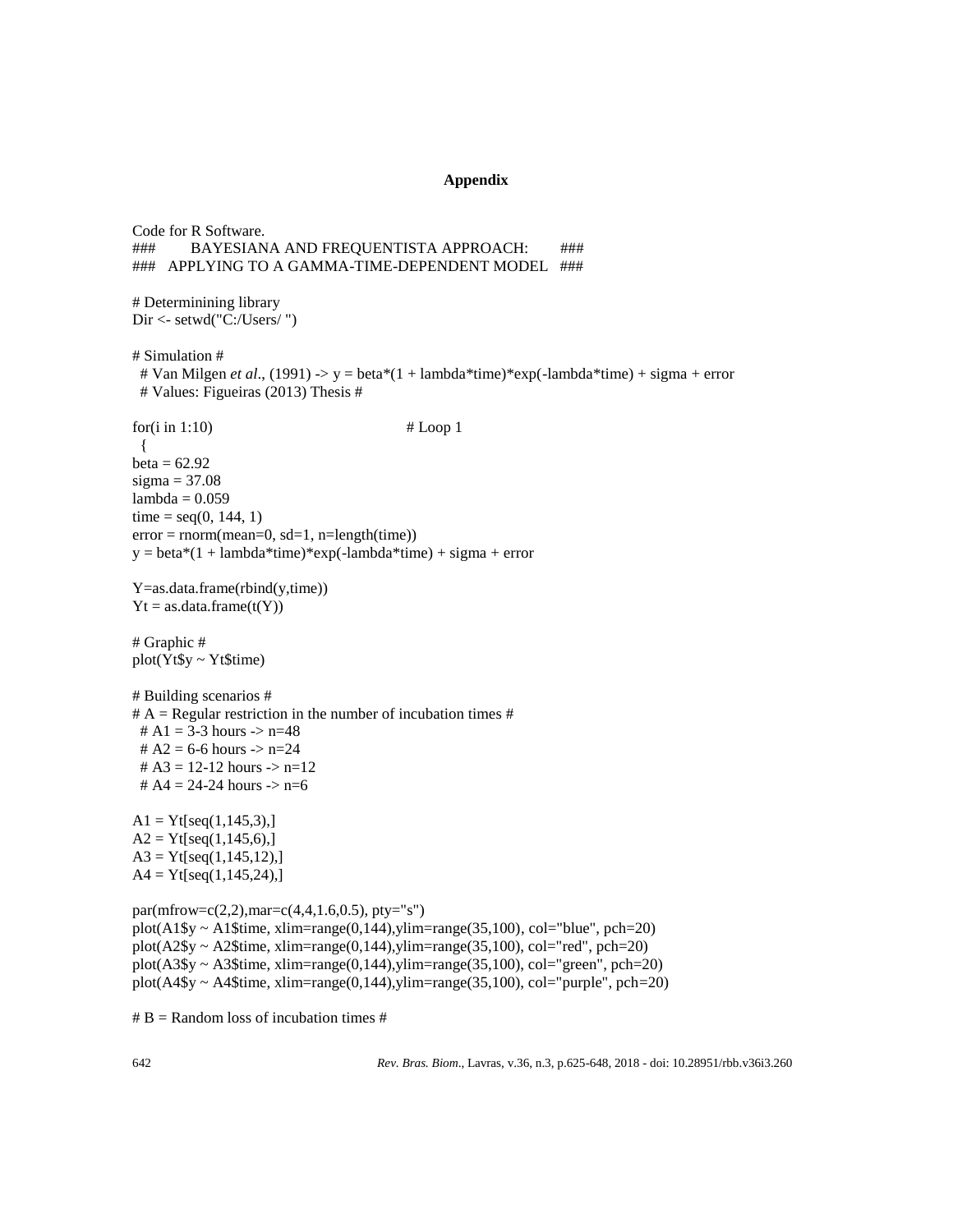**Appendix**

Code for R Software.

```
###        BAYESIANA AND FREQUENTISTA APPROACH:        ###
###   APPLYING TO A GAMMA-TIME-DEPENDENT MODEL   ###

# Determinining library
Dir <- setwd("C:/Users/ ")

# Simulation #
  # Van Milgen et al., (1991) -> y = beta*(1 + lambda*time)*exp(-lambda*time) + sigma + error
  # Values: Figueiras (2013) Thesis #

for(i in 1:10)                                        # Loop 1
  {
beta = 62.92
sigma = 37.08
lambda = 0.059
time = seq(0, 144, 1)
error = rnorm(mean=0, sd=1, n=length(time))
y = beta*(1 + lambda*time)*exp(-lambda*time) + sigma + error

Y=as.data.frame(rbind(y,time))
Yt = as.data.frame(t(Y))

# Graphic #
plot(Yt$y ~ Yt$time)

# Building scenarios #
# A = Regular restriction in the number of incubation times #
  # A1 = 3-3 hours -> n=48
  # A2 = 6-6 hours -> n=24
  # A3 = 12-12 hours -> n=12
  # A4 = 24-24 hours -> n=6

A1 = Yt[seq(1,145,3),]
A2 = Yt[seq(1,145,6),]
A3 = Yt[seq(1,145,12),]
A4 = Yt[seq(1,145,24),]

par(mfrow=c(2,2),mar=c(4,4,1.6,0.5), pty="s")
plot(A1$y ~ A1$time, xlim=range(0,144),ylim=range(35,100), col="blue", pch=20)
plot(A2$y ~ A2$time, xlim=range(0,144),ylim=range(35,100), col="red", pch=20)
plot(A3$y ~ A3$time, xlim=range(0,144),ylim=range(35,100), col="green", pch=20)
plot(A4$y ~ A4$time, xlim=range(0,144),ylim=range(35,100), col="purple", pch=20)

# B = Random loss of incubation times #
```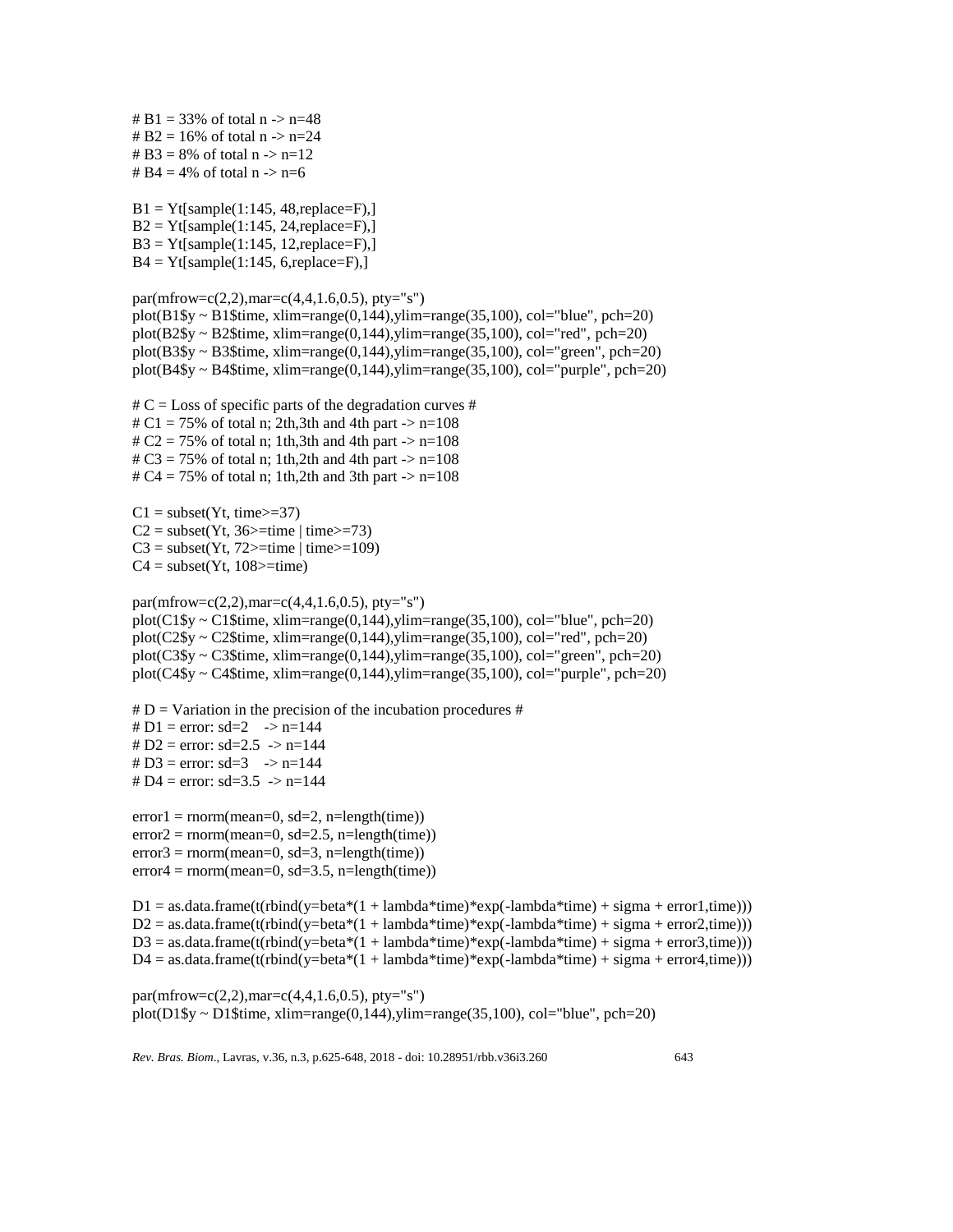```
# B1 = 33% of total n -> n=48
# B2 = 16% of total n -> n=24
# B3 = 8% of total n -> n=12
# B4 = 4% of total n -> n=6

B1 = Yt[sample(1:145, 48,replace=F),]
B2 = Yt[sample(1:145, 24,replace=F),]
B3 = Yt[sample(1:145, 12,replace=F),]
B4 = Yt[sample(1:145, 6,replace=F),]

par(mfrow=c(2,2),mar=c(4,4,1.6,0.5), pty="s")
plot(B1$y ~ B1$time, xlim=range(0,144),ylim=range(35,100), col="blue", pch=20)
plot(B2$y ~ B2$time, xlim=range(0,144),ylim=range(35,100), col="red", pch=20)
plot(B3$y ~ B3$time, xlim=range(0,144),ylim=range(35,100), col="green", pch=20)
plot(B4$y ~ B4$time, xlim=range(0,144),ylim=range(35,100), col="purple", pch=20)

# C = Loss of specific parts of the degradation curves #
# C1 = 75% of total n; 2th,3th and 4th part -> n=108
# C2 = 75% of total n; 1th,3th and 4th part -> n=108
# C3 = 75% of total n; 1th,2th and 4th part -> n=108
# C4 = 75% of total n; 1th,2th and 3th part -> n=108

C1 = subset(Yt, time>=37)
C2 = subset(Yt, 36>=time | time>=73)
C3 = subset(Yt, 72>=time | time>=109)
C4 = subset(Yt, 108>=time)

par(mfrow=c(2,2),mar=c(4,4,1.6,0.5), pty="s")
plot(C1$y ~ C1$time, xlim=range(0,144),ylim=range(35,100), col="blue", pch=20)
plot(C2$y ~ C2$time, xlim=range(0,144),ylim=range(35,100), col="red", pch=20)
plot(C3$y ~ C3$time, xlim=range(0,144),ylim=range(35,100), col="green", pch=20)
plot(C4$y ~ C4$time, xlim=range(0,144),ylim=range(35,100), col="purple", pch=20)

# D = Variation in the precision of the incubation procedures #
# D1 = error: sd=2    -> n=144
# D2 = error: sd=2.5  -> n=144
# D3 = error: sd=3    -> n=144
# D4 = error: sd=3.5  -> n=144

error1 = rnorm(mean=0, sd=2, n=length(time))
error2 = rnorm(mean=0, sd=2.5, n=length(time))
error3 = rnorm(mean=0, sd=3, n=length(time))
error4 = rnorm(mean=0, sd=3.5, n=length(time))

D1 = as.data.frame(t(rbind(y=beta*(1 + lambda*time)*exp(-lambda*time) + sigma + error1,time)))
D2 = as.data.frame(t(rbind(y=beta*(1 + lambda*time)*exp(-lambda*time) + sigma + error2,time)))
D3 = as.data.frame(t(rbind(y=beta*(1 + lambda*time)*exp(-lambda*time) + sigma + error3,time)))
D4 = as.data.frame(t(rbind(y=beta*(1 + lambda*time)*exp(-lambda*time) + sigma + error4,time)))

par(mfrow=c(2,2),mar=c(4,4,1.6,0.5), pty="s")
plot(D1$y ~ D1$time, xlim=range(0,144),ylim=range(35,100), col="blue", pch=20)
```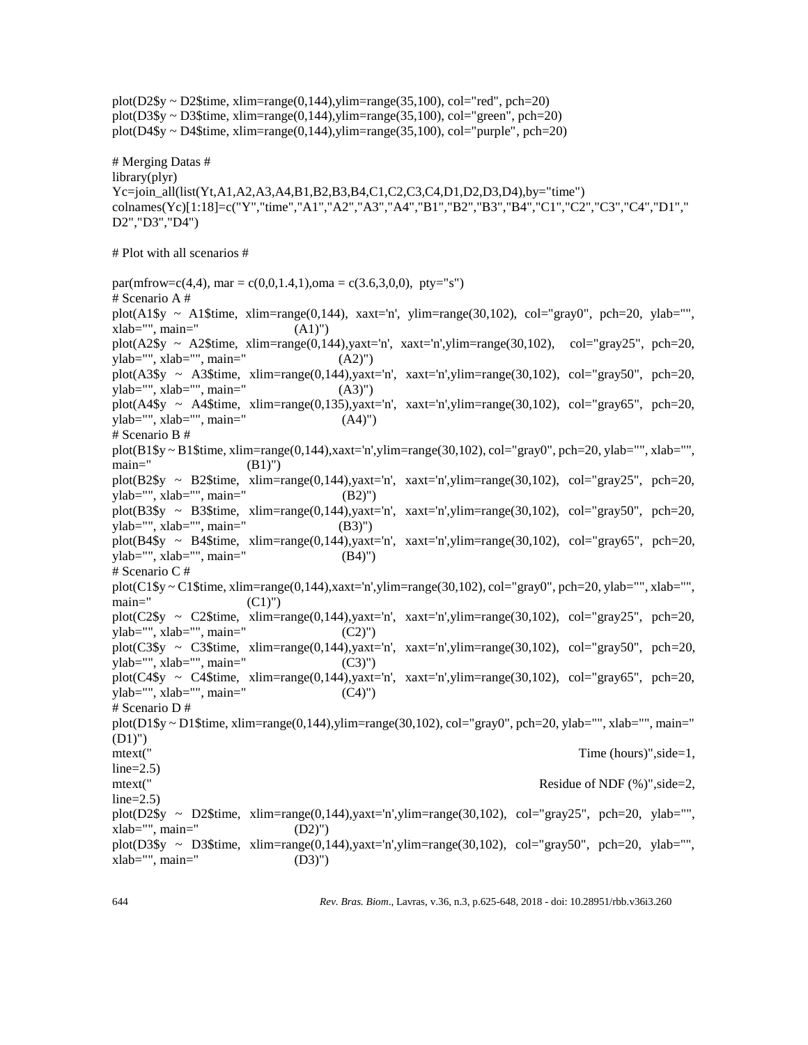```
plot(D2$y ~ D2$time, xlim=range(0,144),ylim=range(35,100), col="red", pch=20)
plot(D3$y ~ D3$time, xlim=range(0,144),ylim=range(35,100), col="green", pch=20)
plot(D4$y ~ D4$time, xlim=range(0,144),ylim=range(35,100), col="purple", pch=20)

# Merging Datas #
library(plyr)
Yc=join_all(list(Yt,A1,A2,A3,A4,B1,B2,B3,B4,C1,C2,C3,C4,D1,D2,D3,D4),by="time")
colnames(Yc)[1:18]=c("Y","time","A1","A2","A3","A4","B1","B2","B3","B4","C1","C2","C3","C4","D1","D2","D3","D4")

# Plot with all scenarios #

par(mfrow=c(4,4), mar = c(0,0,1.4,1),oma = c(3.6,3,0,0), pty="s")
# Scenario A #
plot(A1$y ~ A1$time, xlim=range(0,144), xaxt='n', ylim=range(30,102), col="gray0", pch=20, ylab="", xlab="", main="                    (A1)")
plot(A2$y ~ A2$time, xlim=range(0,144),yaxt='n', xaxt='n',ylim=range(30,102), col="gray25", pch=20, ylab="", xlab="", main="                    (A2)")
plot(A3$y ~ A3$time, xlim=range(0,144),yaxt='n', xaxt='n',ylim=range(30,102), col="gray50", pch=20, ylab="", xlab="", main="                    (A3)")
plot(A4$y ~ A4$time, xlim=range(0,135),yaxt='n', xaxt='n',ylim=range(30,102), col="gray65", pch=20, ylab="", xlab="", main="                    (A4)")
# Scenario B #
plot(B1$y ~ B1$time, xlim=range(0,144),xaxt='n',ylim=range(30,102), col="gray0", pch=20, ylab="", xlab="", main="                    (B1)")
plot(B2$y ~ B2$time, xlim=range(0,144),yaxt='n', xaxt='n',ylim=range(30,102), col="gray25", pch=20, ylab="", xlab="", main="                    (B2)")
plot(B3$y ~ B3$time, xlim=range(0,144),yaxt='n', xaxt='n',ylim=range(30,102), col="gray50", pch=20, ylab="", xlab="", main="                    (B3)")
plot(B4$y ~ B4$time, xlim=range(0,144),yaxt='n', xaxt='n',ylim=range(30,102), col="gray65", pch=20, ylab="", xlab="", main="                    (B4)")
# Scenario C #
plot(C1$y ~ C1$time, xlim=range(0,144),xaxt='n',ylim=range(30,102), col="gray0", pch=20, ylab="", xlab="", main="                    (C1)")
plot(C2$y ~ C2$time, xlim=range(0,144),yaxt='n', xaxt='n',ylim=range(30,102), col="gray25", pch=20, ylab="", xlab="", main="                    (C2)")
plot(C3$y ~ C3$time, xlim=range(0,144),yaxt='n', xaxt='n',ylim=range(30,102), col="gray50", pch=20, ylab="", xlab="", main="                    (C3)")
plot(C4$y ~ C4$time, xlim=range(0,144),yaxt='n', xaxt='n',ylim=range(30,102), col="gray65", pch=20, ylab="", xlab="", main="                    (C4)")
# Scenario D #
plot(D1$y ~ D1$time, xlim=range(0,144),ylim=range(30,102), col="gray0", pch=20, ylab="", xlab="", main="                    (D1)")
mtext("                                                                 Time (hours)",side=1, line=2.5)
mtext("                                                                 Residue of NDF (%)",side=2, line=2.5)
plot(D2$y ~ D2$time, xlim=range(0,144),yaxt='n',ylim=range(30,102), col="gray25", pch=20, ylab="", xlab="", main="                    (D2)")
plot(D3$y ~ D3$time, xlim=range(0,144),yaxt='n',ylim=range(30,102), col="gray50", pch=20, ylab="", xlab="", main="                    (D3)")
```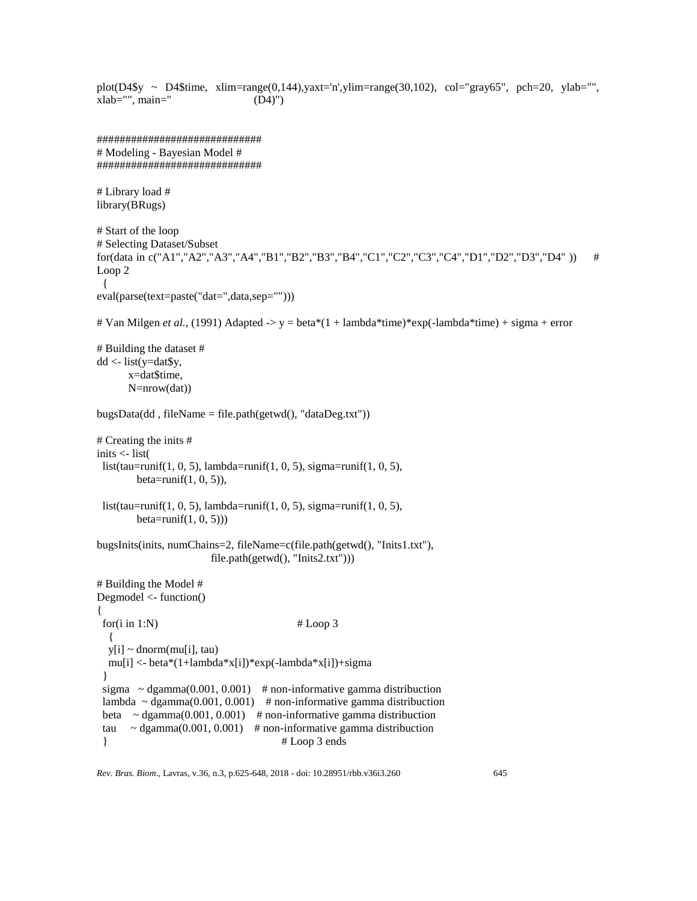```
plot(D4$y ~ D4$time, xlim=range(0,144),yaxt='n',ylim=range(30,102), col="gray65", pch=20, ylab="",
xlab="", main="                    (D4)")


############################
# Modeling - Bayesian Model #
############################

# Library load #
library(BRugs)

# Start of the loop
# Selecting Dataset/Subset
for(data in c("A1","A2","A3","A4","B1","B2","B3","B4","C1","C2","C3","C4","D1","D2","D3","D4" ))     #
Loop 2
  {
eval(parse(text=paste("dat=",data,sep="")))

# Van Milgen et al., (1991) Adapted -> y = beta*(1 + lambda*time)*exp(-lambda*time) + sigma + error

# Building the dataset #
dd <- list(y=dat$y,
         x=dat$time,
         N=nrow(dat))

bugsData(dd , fileName = file.path(getwd(), "dataDeg.txt"))

# Creating the inits #
inits <- list(
  list(tau=runif(1, 0, 5), lambda=runif(1, 0, 5), sigma=runif(1, 0, 5),
           beta=runif(1, 0, 5)),

  list(tau=runif(1, 0, 5), lambda=runif(1, 0, 5), sigma=runif(1, 0, 5),
           beta=runif(1, 0, 5)))

bugsInits(inits, numChains=2, fileName=c(file.path(getwd(), "Inits1.txt"),
                                  file.path(getwd(), "Inits2.txt")))

# Building the Model #
Degmodel <- function()
{
  for(i in 1:N)                                    # Loop 3
    {
    y[i] ~ dnorm(mu[i], tau)
    mu[i] <- beta*(1+lambda*x[i])*exp(-lambda*x[i])+sigma
  }
  sigma   ~ dgamma(0.001, 0.001)    # non-informative gamma distribuction
  lambda  ~ dgamma(0.001, 0.001)    # non-informative gamma distribuction
  beta    ~ dgamma(0.001, 0.001)    # non-informative gamma distribuction
  tau     ~ dgamma(0.001, 0.001)    # non-informative gamma distribuction
  }                                                # Loop 3 ends
```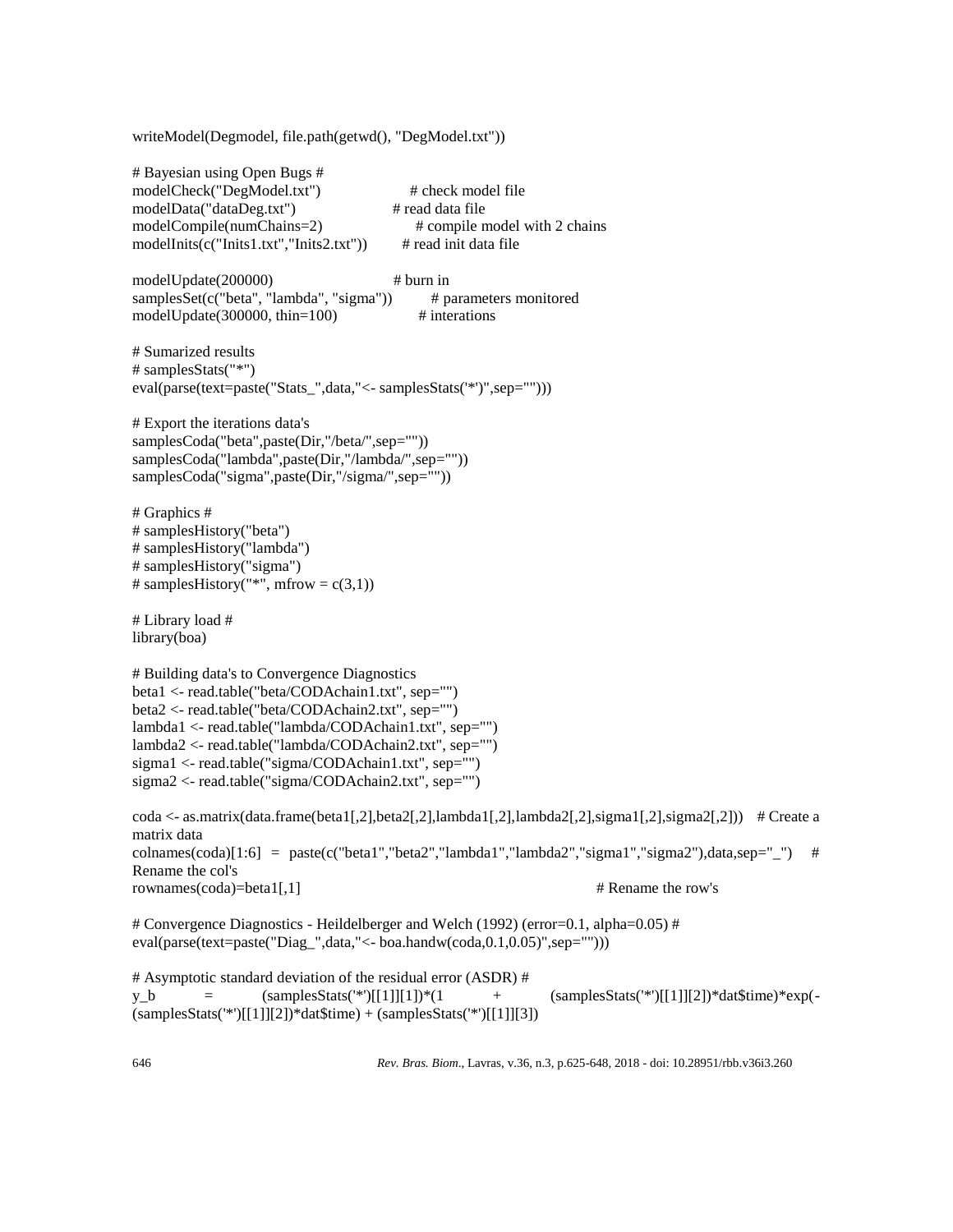```
writeModel(Degmodel, file.path(getwd(), "DegModel.txt"))

# Bayesian using Open Bugs #
modelCheck("DegModel.txt")                  # check model file
modelData("dataDeg.txt")                    # read data file
modelCompile(numChains=2)                   # compile model with 2 chains
modelInits(c("Inits1.txt","Inits2.txt"))    # read init data file

modelUpdate(200000)                         # burn in
samplesSet(c("beta", "lambda", "sigma"))    # parameters monitored
modelUpdate(300000, thin=100)               # interations

# Sumarized results
# samplesStats("*")
eval(parse(text=paste("Stats_",data,"<- samplesStats('*')",sep="")))

# Export the iterations data's
samplesCoda("beta",paste(Dir,"/beta/",sep=""))
samplesCoda("lambda",paste(Dir,"/lambda/",sep=""))
samplesCoda("sigma",paste(Dir,"/sigma/",sep=""))

# Graphics #
# samplesHistory("beta")
# samplesHistory("lambda")
# samplesHistory("sigma")
# samplesHistory("*", mfrow = c(3,1))

# Library load #
library(boa)

# Building data's to Convergence Diagnostics
beta1 <- read.table("beta/CODAchain1.txt", sep="")
beta2 <- read.table("beta/CODAchain2.txt", sep="")
lambda1 <- read.table("lambda/CODAchain1.txt", sep="")
lambda2 <- read.table("lambda/CODAchain2.txt", sep="")
sigma1 <- read.table("sigma/CODAchain1.txt", sep="")
sigma2 <- read.table("sigma/CODAchain2.txt", sep="")

coda <- as.matrix(data.frame(beta1[,2],beta2[,2],lambda1[,2],lambda2[,2],sigma1[,2],sigma2[,2]))   # Create a matrix data
colnames(coda)[1:6] = paste(c("beta1","beta2","lambda1","lambda2","sigma1","sigma2"),data,sep="_")   # Rename the col's
rownames(coda)=beta1[,1]                    # Rename the row's

# Convergence Diagnostics - Heildelberger and Welch (1992) (error=0.1, alpha=0.05) #
eval(parse(text=paste("Diag_",data,"<- boa.handw(coda,0.1,0.05)",sep="")))

# Asymptotic standard deviation of the residual error (ASDR) #
y_b = (samplesStats('*')[[1]][1])*(1 + (samplesStats('*')[[1]][2])*dat$time)*exp(-(samplesStats('*')[[1]][2])*dat$time) + (samplesStats('*')[[1]][3])
```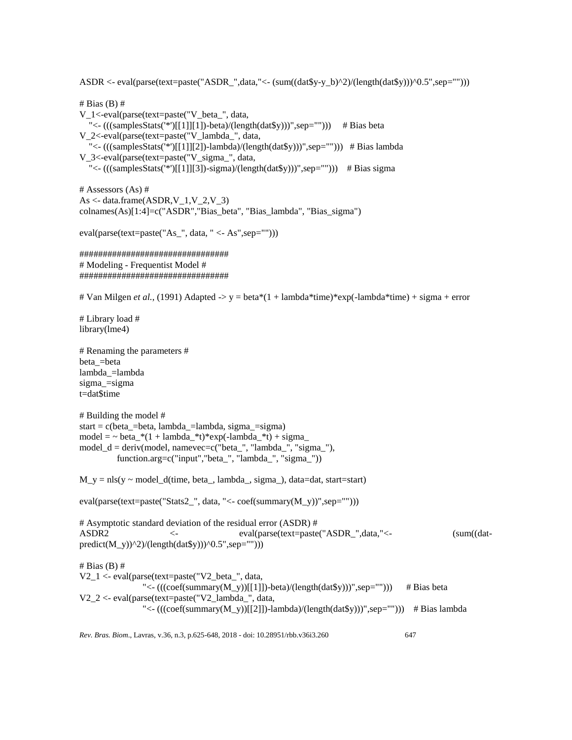```
ASDR <- eval(parse(text=paste("ASDR_",data,"<- (sum((dat$y-y_b)^2)/(length(dat$y)))^0.5",sep="")))

# Bias (B) #
V_1<-eval(parse(text=paste("V_beta_", data,
   "<- (((samplesStats('*')[[1]][1])-beta)/(length(dat$y)))",sep="")))     # Bias beta
V_2<-eval(parse(text=paste("V_lambda_", data,
   "<- (((samplesStats('*')[[1]][2])-lambda)/(length(dat$y)))",sep="")))   # Bias lambda
V_3<-eval(parse(text=paste("V_sigma_", data,
   "<- (((samplesStats('*')[[1]][3])-sigma)/(length(dat$y)))",sep="")))    # Bias sigma

# Assessors (As) #
As <- data.frame(ASDR,V_1,V_2,V_3)
colnames(As)[1:4]=c("ASDR","Bias_beta", "Bias_lambda", "Bias_sigma")

eval(parse(text=paste("As_", data, " <- As",sep="")))

################################
# Modeling - Frequentist Model #
################################
```

# Van Milgen *et al.*, (1991) Adapted -> y = beta*(1 + lambda*time)*exp(-lambda*time) + sigma + error

```
# Library load #
library(lme4)

# Renaming the parameters #
beta_=beta
lambda_=lambda
sigma_=sigma
t=dat$time

# Building the model #
start = c(beta_=beta, lambda_=lambda, sigma_=sigma)
model = ~ beta_*(1 + lambda_*t)*exp(-lambda_*t) + sigma_
model_d = deriv(model, namevec=c("beta_", "lambda_", "sigma_"),
             function.arg=c("input","beta_", "lambda_", "sigma_"))

M_y = nls(y ~ model_d(time, beta_, lambda_, sigma_), data=dat, start=start)

eval(parse(text=paste("Stats2_", data, "<- coef(summary(M_y))",sep="")))

# Asymptotic standard deviation of the residual error (ASDR) #
ASDR2 <- eval(parse(text=paste("ASDR_",data,"<- (sum((dat-predict(M_y))^2)/(length(dat$y)))^0.5",sep="")))

# Bias (B) #
V2_1 <- eval(parse(text=paste("V2_beta_", data,
                  "<- (((coef(summary(M_y))[[1]])-beta)/(length(dat$y)))",sep="")))      # Bias beta
V2_2 <- eval(parse(text=paste("V2_lambda_", data,
                  "<- (((coef(summary(M_y))[[2]])-lambda)/(length(dat$y)))",sep="")))    # Bias lambda
```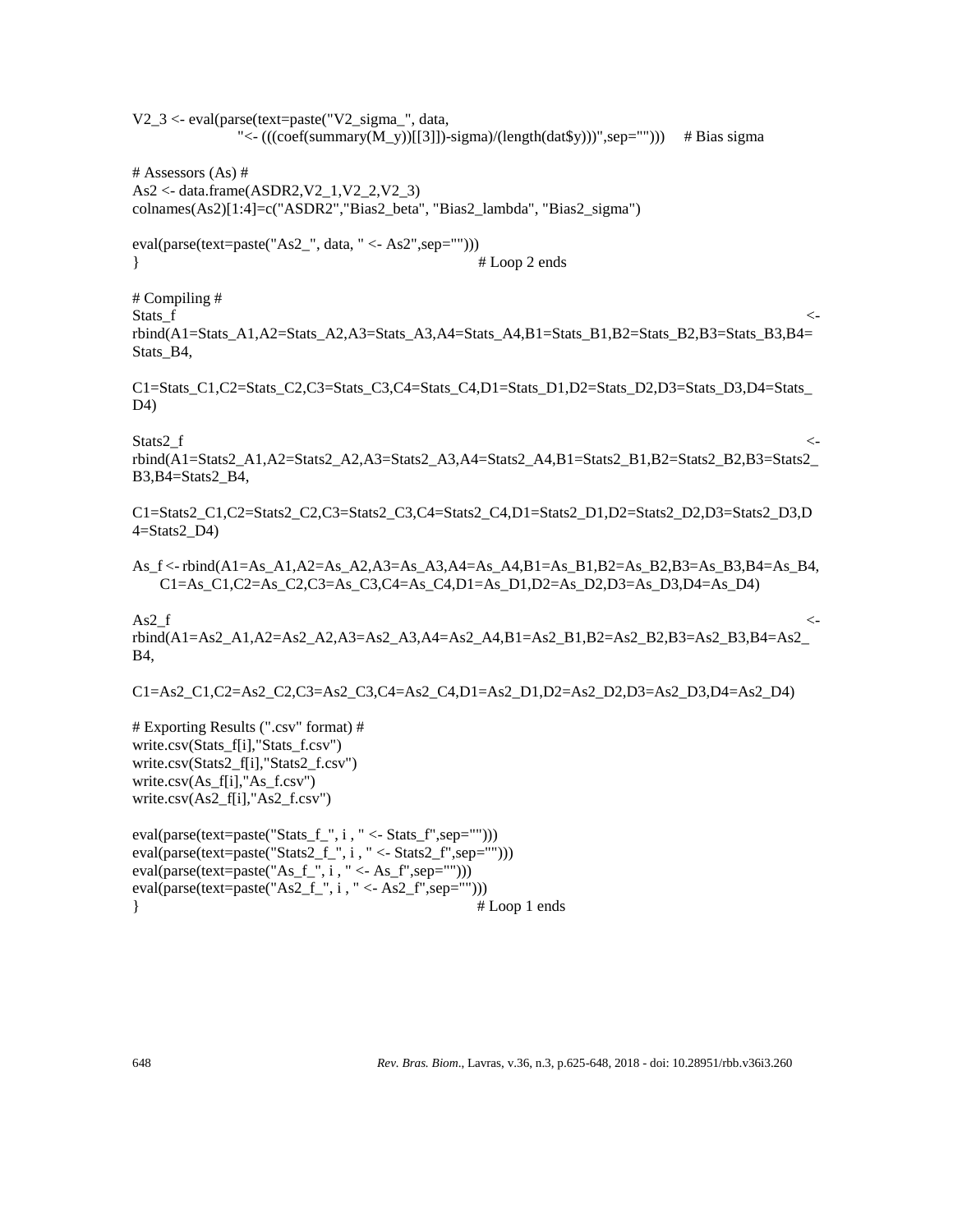```
V2_3 <- eval(parse(text=paste("V2_sigma_", data,
                 "<- (((coef(summary(M_y))[[3]])-sigma)/(length(dat$y)))",sep="")))     # Bias sigma

# Assessors (As) #
As2 <- data.frame(ASDR2,V2_1,V2_2,V2_3)
colnames(As2)[1:4]=c("ASDR2","Bias2_beta", "Bias2_lambda", "Bias2_sigma")

eval(parse(text=paste("As2_", data, " <- As2",sep="")))
}                                                                       # Loop 2 ends

# Compiling #
Stats_f <-
rbind(A1=Stats_A1,A2=Stats_A2,A3=Stats_A3,A4=Stats_A4,B1=Stats_B1,B2=Stats_B2,B3=Stats_B3,B4=
Stats_B4,

C1=Stats_C1,C2=Stats_C2,C3=Stats_C3,C4=Stats_C4,D1=Stats_D1,D2=Stats_D2,D3=Stats_D3,D4=Stats_
D4)

Stats2_f <-
rbind(A1=Stats2_A1,A2=Stats2_A2,A3=Stats2_A3,A4=Stats2_A4,B1=Stats2_B1,B2=Stats2_B2,B3=Stats2_
B3,B4=Stats2_B4,

C1=Stats2_C1,C2=Stats2_C2,C3=Stats2_C3,C4=Stats2_C4,D1=Stats2_D1,D2=Stats2_D2,D3=Stats2_D3,D
4=Stats2_D4)

As_f <- rbind(A1=As_A1,A2=As_A2,A3=As_A3,A4=As_A4,B1=As_B1,B2=As_B2,B3=As_B3,B4=As_B4,
      C1=As_C1,C2=As_C2,C3=As_C3,C4=As_C4,D1=As_D1,D2=As_D2,D3=As_D3,D4=As_D4)

As2_f <-
rbind(A1=As2_A1,A2=As2_A2,A3=As2_A3,A4=As2_A4,B1=As2_B1,B2=As2_B2,B3=As2_B3,B4=As2_
B4,

C1=As2_C1,C2=As2_C2,C3=As2_C3,C4=As2_C4,D1=As2_D1,D2=As2_D2,D3=As2_D3,D4=As2_D4)

# Exporting Results (".csv" format) #
write.csv(Stats_f[i],"Stats_f.csv")
write.csv(Stats2_f[i],"Stats2_f.csv")
write.csv(As_f[i],"As_f.csv")
write.csv(As2_f[i],"As2_f.csv")

eval(parse(text=paste("Stats_f_", i , " <- Stats_f",sep="")))
eval(parse(text=paste("Stats2_f_", i , " <- Stats2_f",sep="")))
eval(parse(text=paste("As_f_", i , " <- As_f",sep="")))
eval(parse(text=paste("As2_f_", i , " <- As2_f",sep="")))
}                                                                       # Loop 1 ends
```